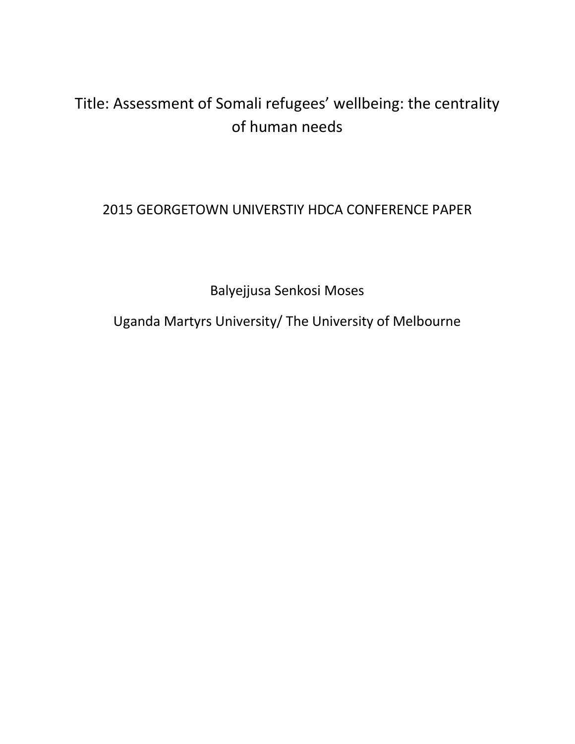# Title: Assessment of Somali refugees' wellbeing: the centrality of human needs

2015 GEORGETOWN UNIVERSTIY HDCA CONFERENCE PAPER

Balyejjusa Senkosi Moses

Uganda Martyrs University/ The University of Melbourne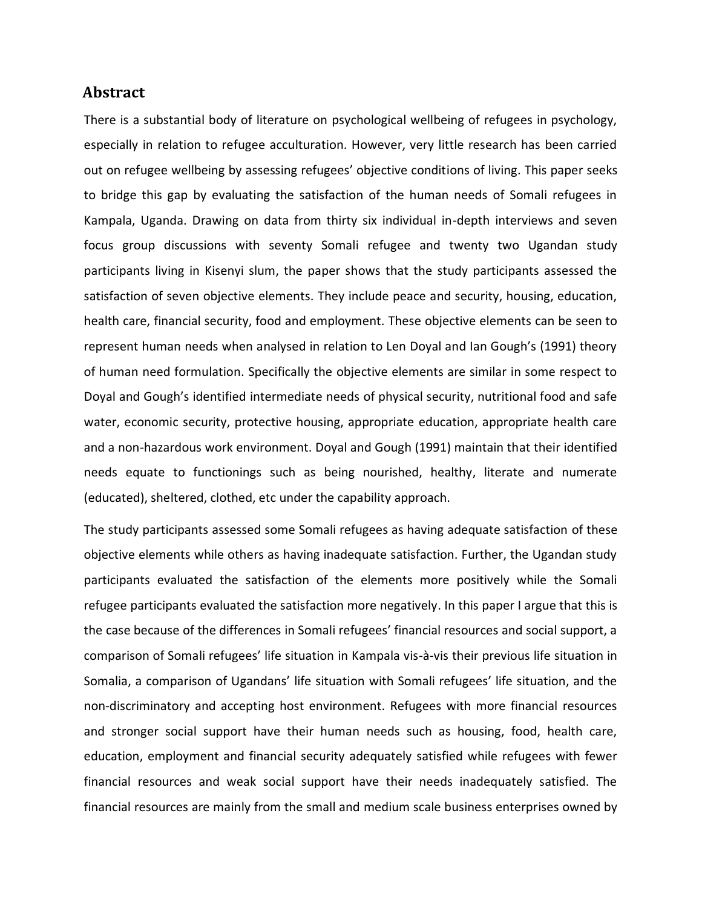## Abstract

There is a substantial body of literature on psychological wellbeing of refugees in psychology, especially in relation to refugee acculturation. However, very little research has been carried out on refugee wellbeing by assessing refugees' objective conditions of living. This paper seeks to bridge this gap by evaluating the satisfaction of the human needs of Somali refugees in Kampala, Uganda. Drawing on data from thirty six individual in-depth interviews and seven focus group discussions with seventy Somali refugee and twenty two Ugandan study participants living in Kisenyi slum, the paper shows that the study participants assessed the satisfaction of seven objective elements. They include peace and security, housing, education, health care, financial security, food and employment. These objective elements can be seen to represent human needs when analysed in relation to Len Doyal and Ian Gough's (1991) theory of human need formulation. Specifically the objective elements are similar in some respect to Doyal and Gough's identified intermediate needs of physical security, nutritional food and safe water, economic security, protective housing, appropriate education, appropriate health care and a non-hazardous work environment. Doyal and Gough (1991) maintain that their identified needs equate to functionings such as being nourished, healthy, literate and numerate (educated), sheltered, clothed, etc under the capability approach.

The study participants assessed some Somali refugees as having adequate satisfaction of these objective elements while others as having inadequate satisfaction. Further, the Ugandan study participants evaluated the satisfaction of the elements more positively while the Somali refugee participants evaluated the satisfaction more negatively. In this paper I argue that this is the case because of the differences in Somali refugees' financial resources and social support, a comparison of Somali refugees' life situation in Kampala vis-à-vis their previous life situation in Somalia, a comparison of Ugandans' life situation with Somali refugees' life situation, and the non-discriminatory and accepting host environment. Refugees with more financial resources and stronger social support have their human needs such as housing, food, health care, education, employment and financial security adequately satisfied while refugees with fewer financial resources and weak social support have their needs inadequately satisfied. The financial resources are mainly from the small and medium scale business enterprises owned by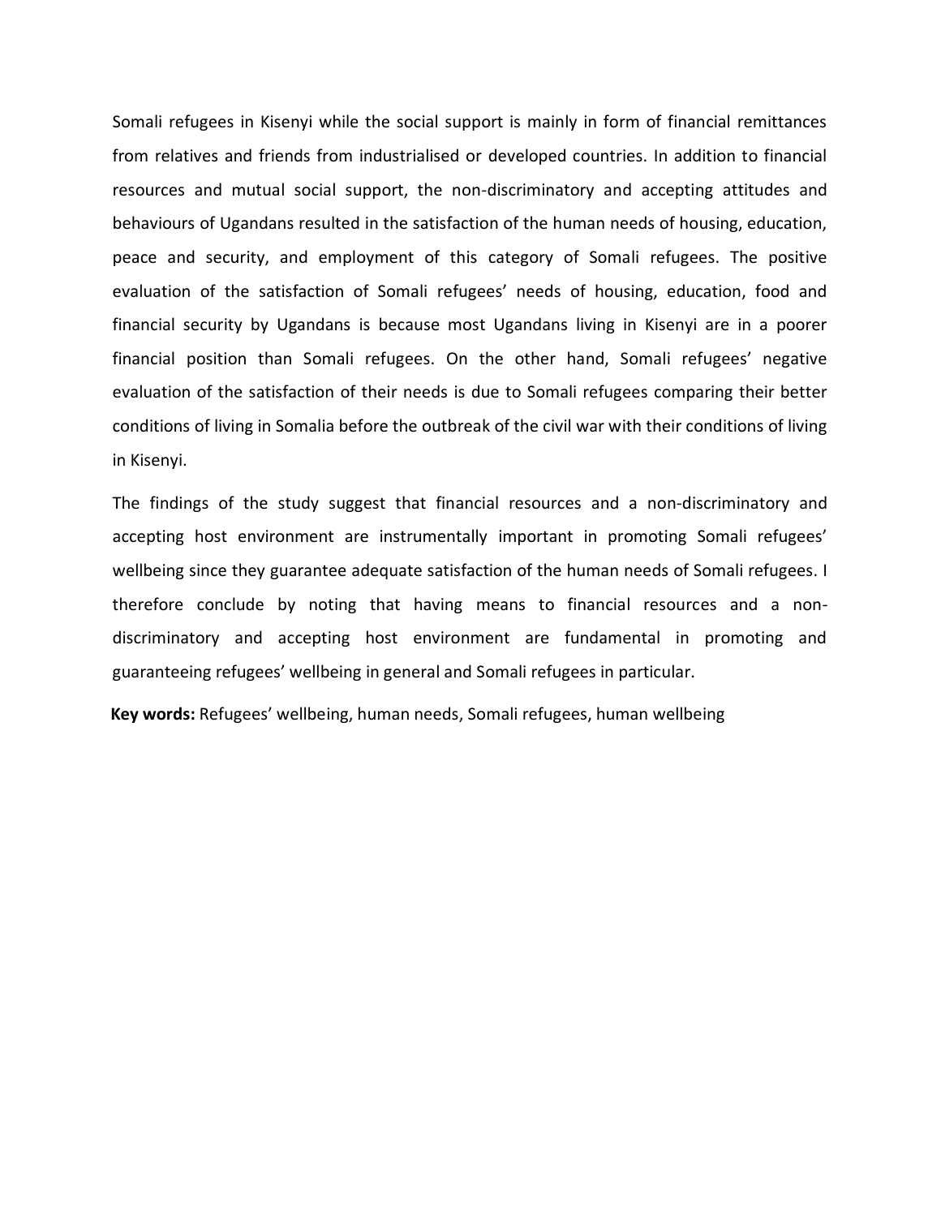Somali refugees in Kisenyi while the social support is mainly in form of financial remittances from relatives and friends from industrialised or developed countries. In addition to financial resources and mutual social support, the non-discriminatory and accepting attitudes and behaviours of Ugandans resulted in the satisfaction of the human needs of housing, education, peace and security, and employment of this category of Somali refugees. The positive evaluation of the satisfaction of Somali refugees' needs of housing, education, food and financial security by Ugandans is because most Ugandans living in Kisenyi are in a poorer financial position than Somali refugees. On the other hand, Somali refugees' negative evaluation of the satisfaction of their needs is due to Somali refugees comparing their better conditions of living in Somalia before the outbreak of the civil war with their conditions of living in Kisenyi.

The findings of the study suggest that financial resources and a non-discriminatory and accepting host environment are instrumentally important in promoting Somali refugees' wellbeing since they guarantee adequate satisfaction of the human needs of Somali refugees. I therefore conclude by noting that having means to financial resources and a non-discriminatory and accepting host environment are fundamental in promoting and guaranteeing refugees' wellbeing in general and Somali refugees in particular.

**Key words:** Refugees' wellbeing, human needs, Somali refugees, human wellbeing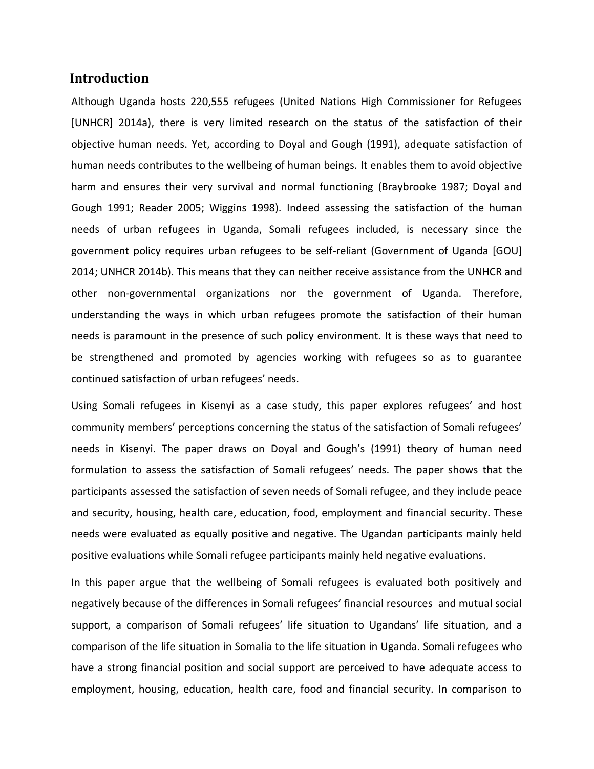## Introduction

Although Uganda hosts 220,555 refugees (United Nations High Commissioner for Refugees [UNHCR] 2014a), there is very limited research on the status of the satisfaction of their objective human needs. Yet, according to Doyal and Gough (1991), adequate satisfaction of human needs contributes to the wellbeing of human beings. It enables them to avoid objective harm and ensures their very survival and normal functioning (Braybrooke 1987; Doyal and Gough 1991; Reader 2005; Wiggins 1998). Indeed assessing the satisfaction of the human needs of urban refugees in Uganda, Somali refugees included, is necessary since the government policy requires urban refugees to be self-reliant (Government of Uganda [GOU] 2014; UNHCR 2014b). This means that they can neither receive assistance from the UNHCR and other non-governmental organizations nor the government of Uganda. Therefore, understanding the ways in which urban refugees promote the satisfaction of their human needs is paramount in the presence of such policy environment. It is these ways that need to be strengthened and promoted by agencies working with refugees so as to guarantee continued satisfaction of urban refugees' needs.

Using Somali refugees in Kisenyi as a case study, this paper explores refugees' and host community members' perceptions concerning the status of the satisfaction of Somali refugees' needs in Kisenyi. The paper draws on Doyal and Gough's (1991) theory of human need formulation to assess the satisfaction of Somali refugees' needs. The paper shows that the participants assessed the satisfaction of seven needs of Somali refugee, and they include peace and security, housing, health care, education, food, employment and financial security. These needs were evaluated as equally positive and negative. The Ugandan participants mainly held positive evaluations while Somali refugee participants mainly held negative evaluations.

In this paper argue that the wellbeing of Somali refugees is evaluated both positively and negatively because of the differences in Somali refugees' financial resources and mutual social support, a comparison of Somali refugees' life situation to Ugandans' life situation, and a comparison of the life situation in Somalia to the life situation in Uganda. Somali refugees who have a strong financial position and social support are perceived to have adequate access to employment, housing, education, health care, food and financial security. In comparison to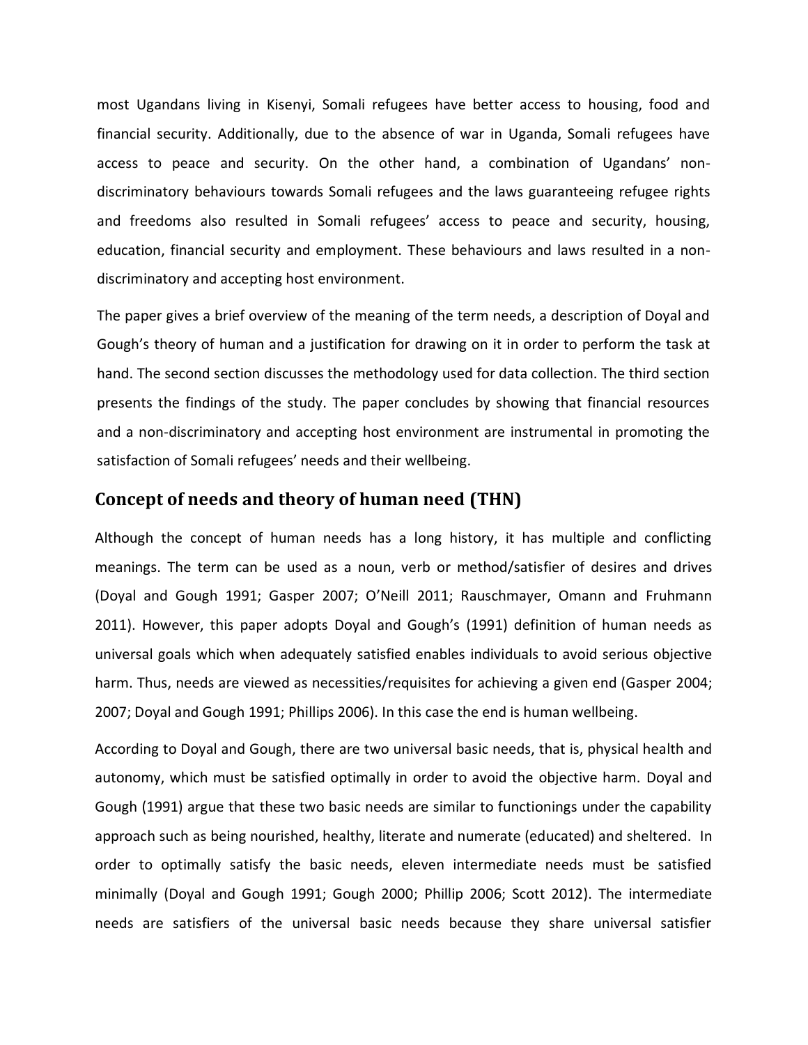most Ugandans living in Kisenyi, Somali refugees have better access to housing, food and financial security. Additionally, due to the absence of war in Uganda, Somali refugees have access to peace and security. On the other hand, a combination of Ugandans' non-discriminatory behaviours towards Somali refugees and the laws guaranteeing refugee rights and freedoms also resulted in Somali refugees' access to peace and security, housing, education, financial security and employment. These behaviours and laws resulted in a non-discriminatory and accepting host environment.

The paper gives a brief overview of the meaning of the term needs, a description of Doyal and Gough's theory of human and a justification for drawing on it in order to perform the task at hand. The second section discusses the methodology used for data collection. The third section presents the findings of the study. The paper concludes by showing that financial resources and a non-discriminatory and accepting host environment are instrumental in promoting the satisfaction of Somali refugees' needs and their wellbeing.

## Concept of needs and theory of human need (THN)

Although the concept of human needs has a long history, it has multiple and conflicting meanings. The term can be used as a noun, verb or method/satisfier of desires and drives (Doyal and Gough 1991; Gasper 2007; O'Neill 2011; Rauschmayer, Omann and Fruhmann 2011). However, this paper adopts Doyal and Gough's (1991) definition of human needs as universal goals which when adequately satisfied enables individuals to avoid serious objective harm. Thus, needs are viewed as necessities/requisites for achieving a given end (Gasper 2004; 2007; Doyal and Gough 1991; Phillips 2006). In this case the end is human wellbeing.

According to Doyal and Gough, there are two universal basic needs, that is, physical health and autonomy, which must be satisfied optimally in order to avoid the objective harm. Doyal and Gough (1991) argue that these two basic needs are similar to functionings under the capability approach such as being nourished, healthy, literate and numerate (educated) and sheltered. In order to optimally satisfy the basic needs, eleven intermediate needs must be satisfied minimally (Doyal and Gough 1991; Gough 2000; Phillip 2006; Scott 2012). The intermediate needs are satisfiers of the universal basic needs because they share universal satisfier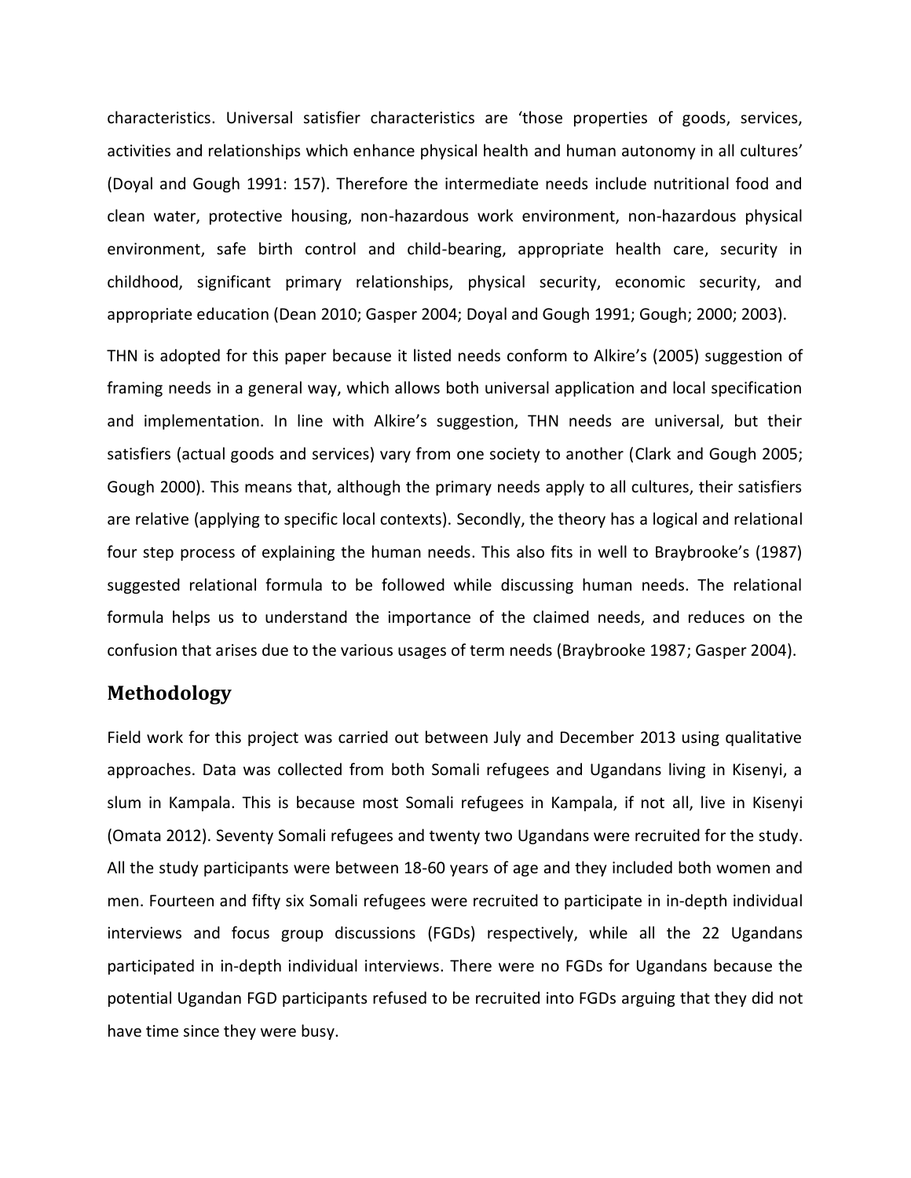characteristics. Universal satisfier characteristics are 'those properties of goods, services, activities and relationships which enhance physical health and human autonomy in all cultures' (Doyal and Gough 1991: 157). Therefore the intermediate needs include nutritional food and clean water, protective housing, non-hazardous work environment, non-hazardous physical environment, safe birth control and child-bearing, appropriate health care, security in childhood, significant primary relationships, physical security, economic security, and appropriate education (Dean 2010; Gasper 2004; Doyal and Gough 1991; Gough; 2000; 2003).

THN is adopted for this paper because it listed needs conform to Alkire's (2005) suggestion of framing needs in a general way, which allows both universal application and local specification and implementation. In line with Alkire's suggestion, THN needs are universal, but their satisfiers (actual goods and services) vary from one society to another (Clark and Gough 2005; Gough 2000). This means that, although the primary needs apply to all cultures, their satisfiers are relative (applying to specific local contexts). Secondly, the theory has a logical and relational four step process of explaining the human needs. This also fits in well to Braybrooke's (1987) suggested relational formula to be followed while discussing human needs. The relational formula helps us to understand the importance of the claimed needs, and reduces on the confusion that arises due to the various usages of term needs (Braybrooke 1987; Gasper 2004).

## Methodology

Field work for this project was carried out between July and December 2013 using qualitative approaches. Data was collected from both Somali refugees and Ugandans living in Kisenyi, a slum in Kampala. This is because most Somali refugees in Kampala, if not all, live in Kisenyi (Omata 2012). Seventy Somali refugees and twenty two Ugandans were recruited for the study. All the study participants were between 18-60 years of age and they included both women and men. Fourteen and fifty six Somali refugees were recruited to participate in in-depth individual interviews and focus group discussions (FGDs) respectively, while all the 22 Ugandans participated in in-depth individual interviews. There were no FGDs for Ugandans because the potential Ugandan FGD participants refused to be recruited into FGDs arguing that they did not have time since they were busy.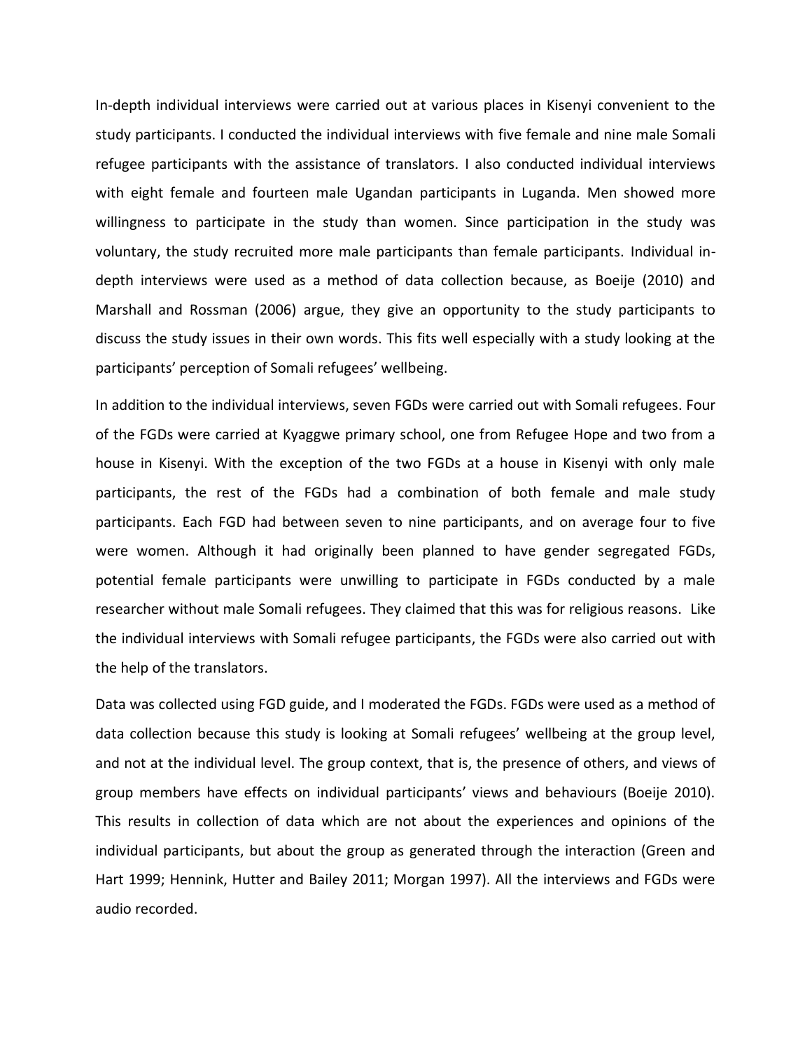In-depth individual interviews were carried out at various places in Kisenyi convenient to the study participants. I conducted the individual interviews with five female and nine male Somali refugee participants with the assistance of translators. I also conducted individual interviews with eight female and fourteen male Ugandan participants in Luganda. Men showed more willingness to participate in the study than women. Since participation in the study was voluntary, the study recruited more male participants than female participants. Individual in-depth interviews were used as a method of data collection because, as Boeije (2010) and Marshall and Rossman (2006) argue, they give an opportunity to the study participants to discuss the study issues in their own words. This fits well especially with a study looking at the participants' perception of Somali refugees' wellbeing.

In addition to the individual interviews, seven FGDs were carried out with Somali refugees. Four of the FGDs were carried at Kyaggwe primary school, one from Refugee Hope and two from a house in Kisenyi. With the exception of the two FGDs at a house in Kisenyi with only male participants, the rest of the FGDs had a combination of both female and male study participants. Each FGD had between seven to nine participants, and on average four to five were women. Although it had originally been planned to have gender segregated FGDs, potential female participants were unwilling to participate in FGDs conducted by a male researcher without male Somali refugees. They claimed that this was for religious reasons. Like the individual interviews with Somali refugee participants, the FGDs were also carried out with the help of the translators.

Data was collected using FGD guide, and I moderated the FGDs. FGDs were used as a method of data collection because this study is looking at Somali refugees' wellbeing at the group level, and not at the individual level. The group context, that is, the presence of others, and views of group members have effects on individual participants' views and behaviours (Boeije 2010). This results in collection of data which are not about the experiences and opinions of the individual participants, but about the group as generated through the interaction (Green and Hart 1999; Hennink, Hutter and Bailey 2011; Morgan 1997). All the interviews and FGDs were audio recorded.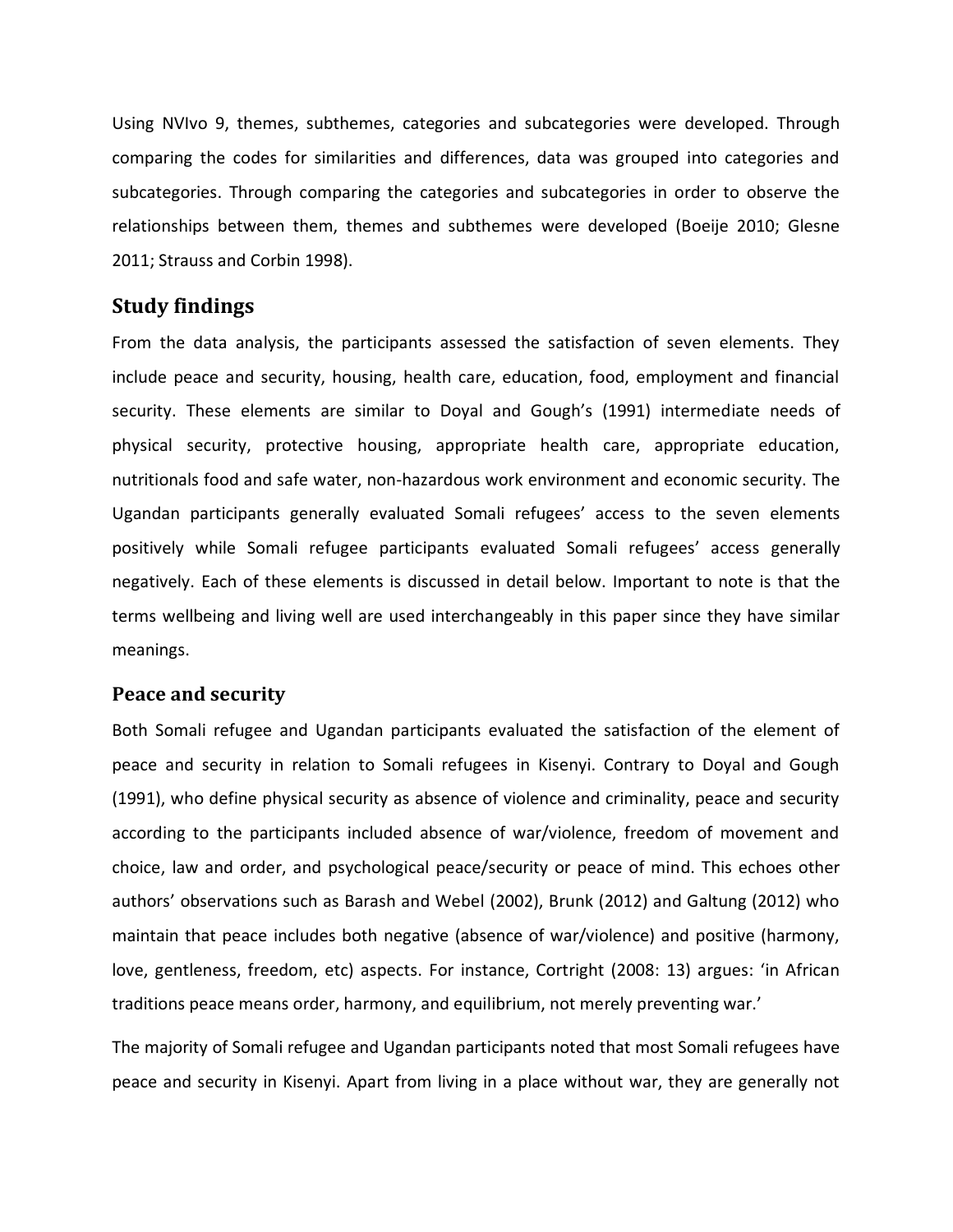Using NVIvo 9, themes, subthemes, categories and subcategories were developed. Through comparing the codes for similarities and differences, data was grouped into categories and subcategories. Through comparing the categories and subcategories in order to observe the relationships between them, themes and subthemes were developed (Boeije 2010; Glesne 2011; Strauss and Corbin 1998).

## Study findings

From the data analysis, the participants assessed the satisfaction of seven elements. They include peace and security, housing, health care, education, food, employment and financial security. These elements are similar to Doyal and Gough's (1991) intermediate needs of physical security, protective housing, appropriate health care, appropriate education, nutritionals food and safe water, non-hazardous work environment and economic security. The Ugandan participants generally evaluated Somali refugees' access to the seven elements positively while Somali refugee participants evaluated Somali refugees' access generally negatively. Each of these elements is discussed in detail below. Important to note is that the terms wellbeing and living well are used interchangeably in this paper since they have similar meanings.

### Peace and security

Both Somali refugee and Ugandan participants evaluated the satisfaction of the element of peace and security in relation to Somali refugees in Kisenyi. Contrary to Doyal and Gough (1991), who define physical security as absence of violence and criminality, peace and security according to the participants included absence of war/violence, freedom of movement and choice, law and order, and psychological peace/security or peace of mind. This echoes other authors' observations such as Barash and Webel (2002), Brunk (2012) and Galtung (2012) who maintain that peace includes both negative (absence of war/violence) and positive (harmony, love, gentleness, freedom, etc) aspects. For instance, Cortright (2008: 13) argues: 'in African traditions peace means order, harmony, and equilibrium, not merely preventing war.'

The majority of Somali refugee and Ugandan participants noted that most Somali refugees have peace and security in Kisenyi. Apart from living in a place without war, they are generally not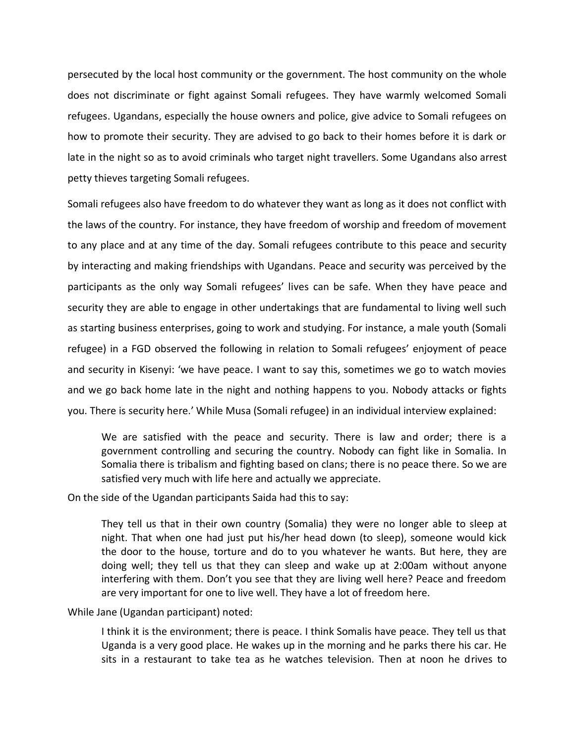persecuted by the local host community or the government. The host community on the whole does not discriminate or fight against Somali refugees. They have warmly welcomed Somali refugees. Ugandans, especially the house owners and police, give advice to Somali refugees on how to promote their security. They are advised to go back to their homes before it is dark or late in the night so as to avoid criminals who target night travellers. Some Ugandans also arrest petty thieves targeting Somali refugees.

Somali refugees also have freedom to do whatever they want as long as it does not conflict with the laws of the country. For instance, they have freedom of worship and freedom of movement to any place and at any time of the day. Somali refugees contribute to this peace and security by interacting and making friendships with Ugandans. Peace and security was perceived by the participants as the only way Somali refugees' lives can be safe. When they have peace and security they are able to engage in other undertakings that are fundamental to living well such as starting business enterprises, going to work and studying. For instance, a male youth (Somali refugee) in a FGD observed the following in relation to Somali refugees' enjoyment of peace and security in Kisenyi: 'we have peace. I want to say this, sometimes we go to watch movies and we go back home late in the night and nothing happens to you. Nobody attacks or fights you. There is security here.' While Musa (Somali refugee) in an individual interview explained:

> We are satisfied with the peace and security. There is law and order; there is a government controlling and securing the country. Nobody can fight like in Somalia. In Somalia there is tribalism and fighting based on clans; there is no peace there. So we are satisfied very much with life here and actually we appreciate.

On the side of the Ugandan participants Saida had this to say:

> They tell us that in their own country (Somalia) they were no longer able to sleep at night. That when one had just put his/her head down (to sleep), someone would kick the door to the house, torture and do to you whatever he wants. But here, they are doing well; they tell us that they can sleep and wake up at 2:00am without anyone interfering with them. Don't you see that they are living well here? Peace and freedom are very important for one to live well. They have a lot of freedom here.

While Jane (Ugandan participant) noted:

> I think it is the environment; there is peace. I think Somalis have peace. They tell us that Uganda is a very good place. He wakes up in the morning and he parks there his car. He sits in a restaurant to take tea as he watches television. Then at noon he drives to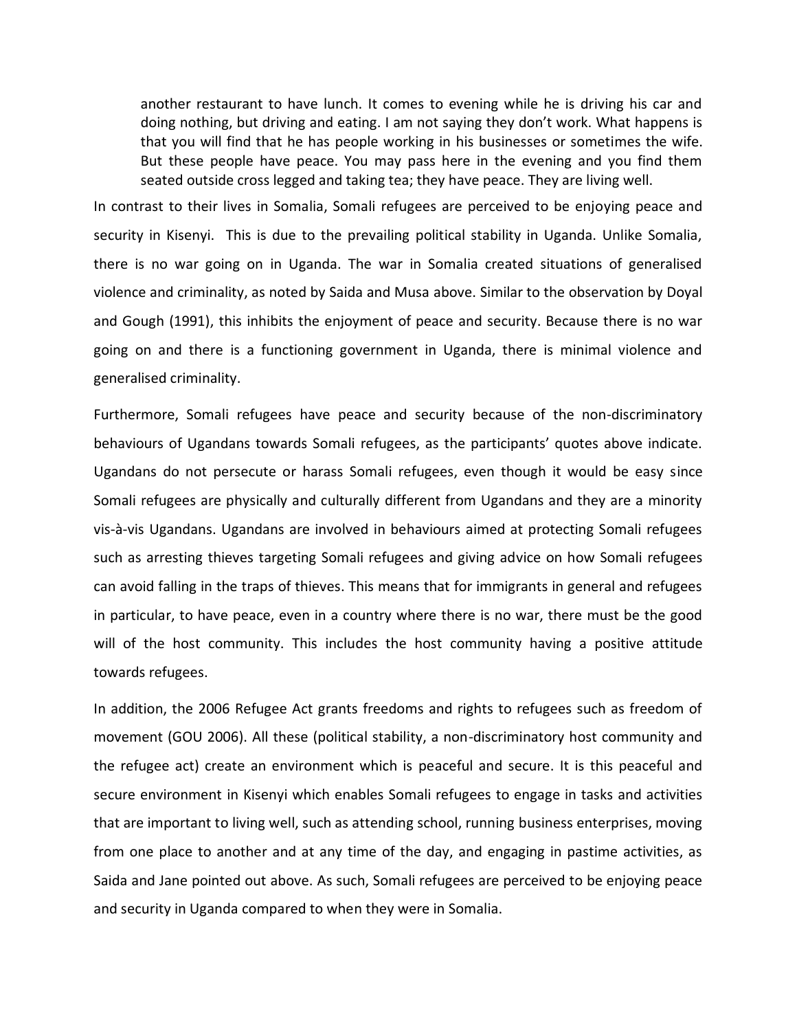> another restaurant to have lunch. It comes to evening while he is driving his car and doing nothing, but driving and eating. I am not saying they don't work. What happens is that you will find that he has people working in his businesses or sometimes the wife. But these people have peace. You may pass here in the evening and you find them seated outside cross legged and taking tea; they have peace. They are living well.

In contrast to their lives in Somalia, Somali refugees are perceived to be enjoying peace and security in Kisenyi. This is due to the prevailing political stability in Uganda. Unlike Somalia, there is no war going on in Uganda. The war in Somalia created situations of generalised violence and criminality, as noted by Saida and Musa above. Similar to the observation by Doyal and Gough (1991), this inhibits the enjoyment of peace and security. Because there is no war going on and there is a functioning government in Uganda, there is minimal violence and generalised criminality.

Furthermore, Somali refugees have peace and security because of the non-discriminatory behaviours of Ugandans towards Somali refugees, as the participants' quotes above indicate. Ugandans do not persecute or harass Somali refugees, even though it would be easy since Somali refugees are physically and culturally different from Ugandans and they are a minority vis-à-vis Ugandans. Ugandans are involved in behaviours aimed at protecting Somali refugees such as arresting thieves targeting Somali refugees and giving advice on how Somali refugees can avoid falling in the traps of thieves. This means that for immigrants in general and refugees in particular, to have peace, even in a country where there is no war, there must be the good will of the host community. This includes the host community having a positive attitude towards refugees.

In addition, the 2006 Refugee Act grants freedoms and rights to refugees such as freedom of movement (GOU 2006). All these (political stability, a non-discriminatory host community and the refugee act) create an environment which is peaceful and secure. It is this peaceful and secure environment in Kisenyi which enables Somali refugees to engage in tasks and activities that are important to living well, such as attending school, running business enterprises, moving from one place to another and at any time of the day, and engaging in pastime activities, as Saida and Jane pointed out above. As such, Somali refugees are perceived to be enjoying peace and security in Uganda compared to when they were in Somalia.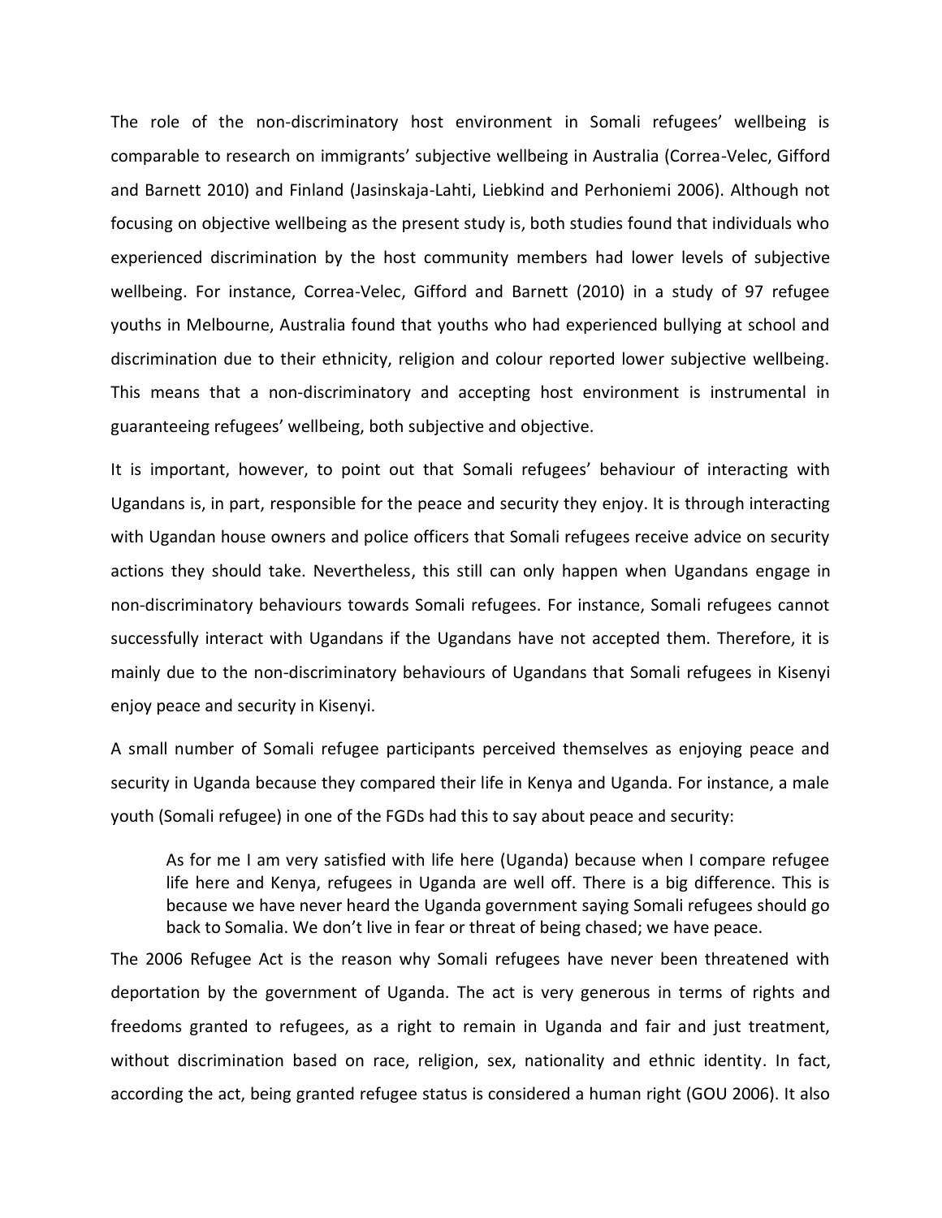The role of the non-discriminatory host environment in Somali refugees' wellbeing is comparable to research on immigrants' subjective wellbeing in Australia (Correa-Velec, Gifford and Barnett 2010) and Finland (Jasinskaja-Lahti, Liebkind and Perhoniemi 2006). Although not focusing on objective wellbeing as the present study is, both studies found that individuals who experienced discrimination by the host community members had lower levels of subjective wellbeing. For instance, Correa-Velec, Gifford and Barnett (2010) in a study of 97 refugee youths in Melbourne, Australia found that youths who had experienced bullying at school and discrimination due to their ethnicity, religion and colour reported lower subjective wellbeing. This means that a non-discriminatory and accepting host environment is instrumental in guaranteeing refugees' wellbeing, both subjective and objective.

It is important, however, to point out that Somali refugees' behaviour of interacting with Ugandans is, in part, responsible for the peace and security they enjoy. It is through interacting with Ugandan house owners and police officers that Somali refugees receive advice on security actions they should take. Nevertheless, this still can only happen when Ugandans engage in non-discriminatory behaviours towards Somali refugees. For instance, Somali refugees cannot successfully interact with Ugandans if the Ugandans have not accepted them. Therefore, it is mainly due to the non-discriminatory behaviours of Ugandans that Somali refugees in Kisenyi enjoy peace and security in Kisenyi.

A small number of Somali refugee participants perceived themselves as enjoying peace and security in Uganda because they compared their life in Kenya and Uganda. For instance, a male youth (Somali refugee) in one of the FGDs had this to say about peace and security:

> As for me I am very satisfied with life here (Uganda) because when I compare refugee life here and Kenya, refugees in Uganda are well off. There is a big difference. This is because we have never heard the Uganda government saying Somali refugees should go back to Somalia. We don't live in fear or threat of being chased; we have peace.

The 2006 Refugee Act is the reason why Somali refugees have never been threatened with deportation by the government of Uganda. The act is very generous in terms of rights and freedoms granted to refugees, as a right to remain in Uganda and fair and just treatment, without discrimination based on race, religion, sex, nationality and ethnic identity. In fact, according the act, being granted refugee status is considered a human right (GOU 2006). It also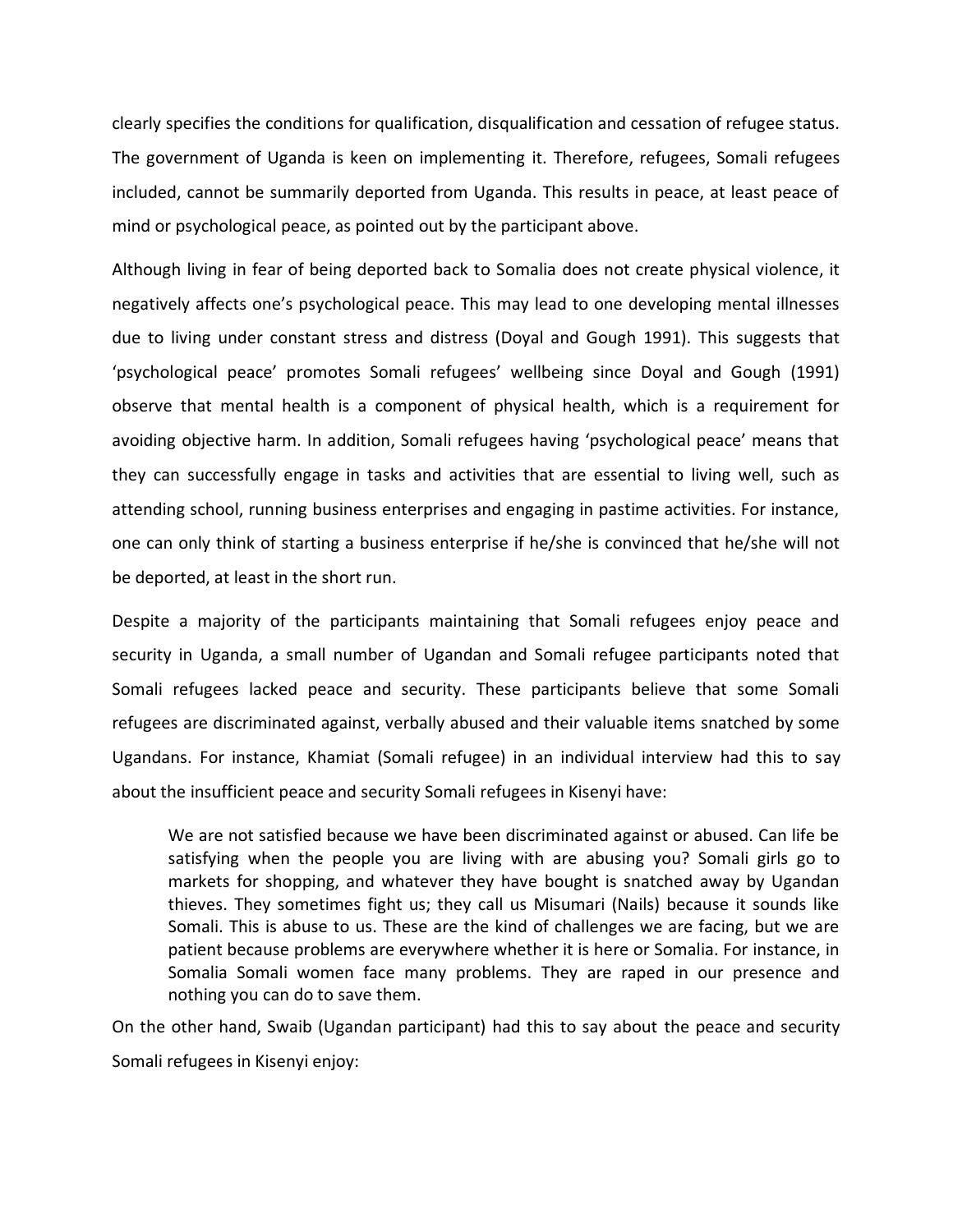clearly specifies the conditions for qualification, disqualification and cessation of refugee status. The government of Uganda is keen on implementing it. Therefore, refugees, Somali refugees included, cannot be summarily deported from Uganda. This results in peace, at least peace of mind or psychological peace, as pointed out by the participant above.

Although living in fear of being deported back to Somalia does not create physical violence, it negatively affects one's psychological peace. This may lead to one developing mental illnesses due to living under constant stress and distress (Doyal and Gough 1991). This suggests that 'psychological peace' promotes Somali refugees' wellbeing since Doyal and Gough (1991) observe that mental health is a component of physical health, which is a requirement for avoiding objective harm. In addition, Somali refugees having 'psychological peace' means that they can successfully engage in tasks and activities that are essential to living well, such as attending school, running business enterprises and engaging in pastime activities. For instance, one can only think of starting a business enterprise if he/she is convinced that he/she will not be deported, at least in the short run.

Despite a majority of the participants maintaining that Somali refugees enjoy peace and security in Uganda, a small number of Ugandan and Somali refugee participants noted that Somali refugees lacked peace and security. These participants believe that some Somali refugees are discriminated against, verbally abused and their valuable items snatched by some Ugandans. For instance, Khamiat (Somali refugee) in an individual interview had this to say about the insufficient peace and security Somali refugees in Kisenyi have:

> We are not satisfied because we have been discriminated against or abused. Can life be satisfying when the people you are living with are abusing you? Somali girls go to markets for shopping, and whatever they have bought is snatched away by Ugandan thieves. They sometimes fight us; they call us Misumari (Nails) because it sounds like Somali. This is abuse to us. These are the kind of challenges we are facing, but we are patient because problems are everywhere whether it is here or Somalia. For instance, in Somalia Somali women face many problems. They are raped in our presence and nothing you can do to save them.

On the other hand, Swaib (Ugandan participant) had this to say about the peace and security Somali refugees in Kisenyi enjoy: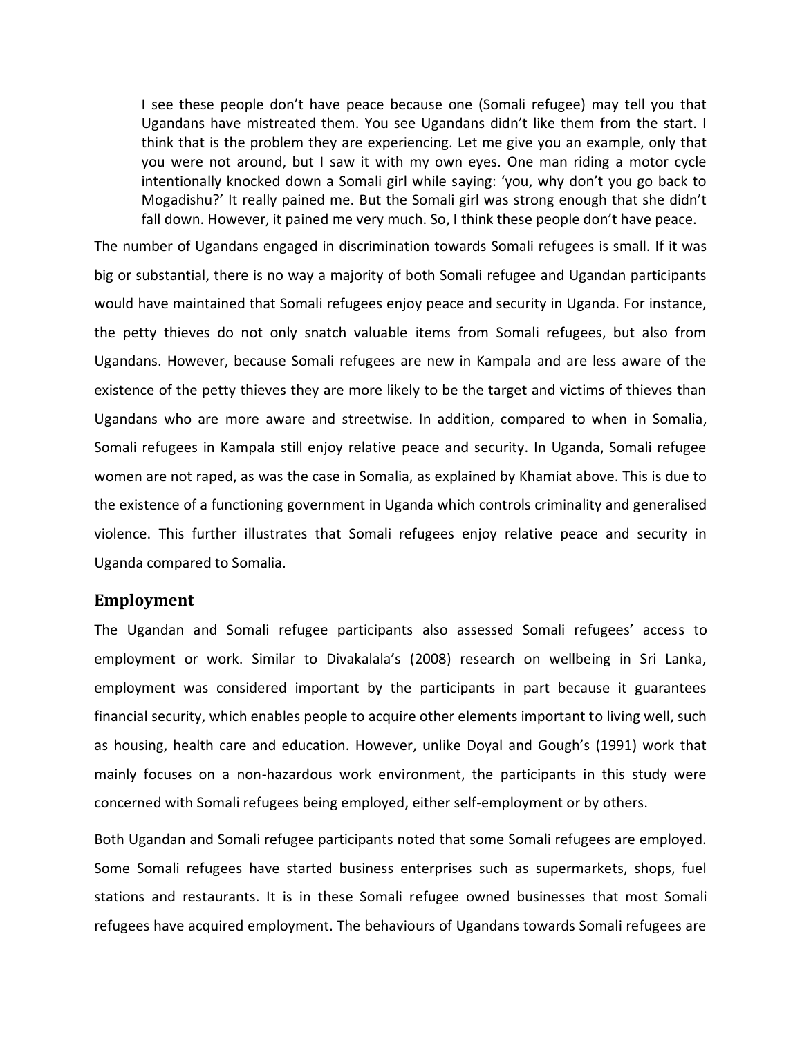> I see these people don't have peace because one (Somali refugee) may tell you that Ugandans have mistreated them. You see Ugandans didn't like them from the start. I think that is the problem they are experiencing. Let me give you an example, only that you were not around, but I saw it with my own eyes. One man riding a motor cycle intentionally knocked down a Somali girl while saying: 'you, why don't you go back to Mogadishu?' It really pained me. But the Somali girl was strong enough that she didn't fall down. However, it pained me very much. So, I think these people don't have peace.

The number of Ugandans engaged in discrimination towards Somali refugees is small. If it was big or substantial, there is no way a majority of both Somali refugee and Ugandan participants would have maintained that Somali refugees enjoy peace and security in Uganda. For instance, the petty thieves do not only snatch valuable items from Somali refugees, but also from Ugandans. However, because Somali refugees are new in Kampala and are less aware of the existence of the petty thieves they are more likely to be the target and victims of thieves than Ugandans who are more aware and streetwise. In addition, compared to when in Somalia, Somali refugees in Kampala still enjoy relative peace and security. In Uganda, Somali refugee women are not raped, as was the case in Somalia, as explained by Khamiat above. This is due to the existence of a functioning government in Uganda which controls criminality and generalised violence. This further illustrates that Somali refugees enjoy relative peace and security in Uganda compared to Somalia.

## Employment

The Ugandan and Somali refugee participants also assessed Somali refugees' access to employment or work. Similar to Divakalala's (2008) research on wellbeing in Sri Lanka, employment was considered important by the participants in part because it guarantees financial security, which enables people to acquire other elements important to living well, such as housing, health care and education. However, unlike Doyal and Gough's (1991) work that mainly focuses on a non-hazardous work environment, the participants in this study were concerned with Somali refugees being employed, either self-employment or by others.

Both Ugandan and Somali refugee participants noted that some Somali refugees are employed. Some Somali refugees have started business enterprises such as supermarkets, shops, fuel stations and restaurants. It is in these Somali refugee owned businesses that most Somali refugees have acquired employment. The behaviours of Ugandans towards Somali refugees are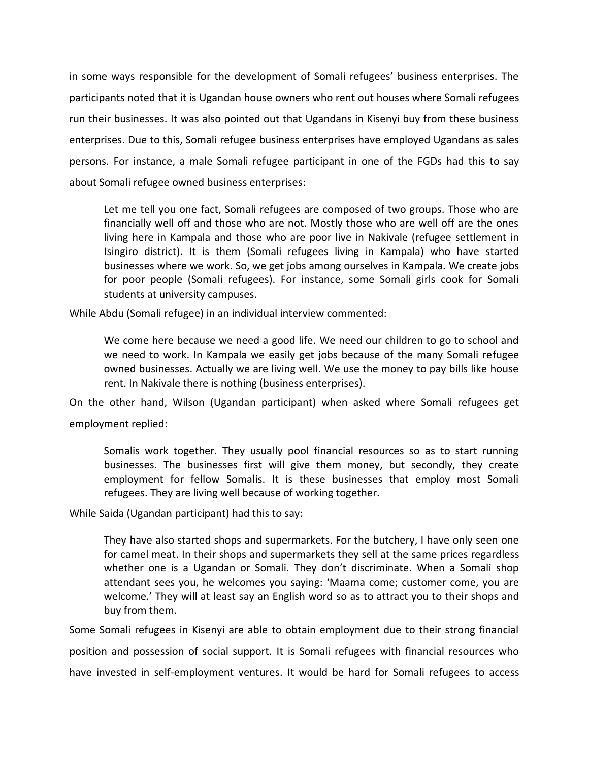in some ways responsible for the development of Somali refugees' business enterprises. The participants noted that it is Ugandan house owners who rent out houses where Somali refugees run their businesses. It was also pointed out that Ugandans in Kisenyi buy from these business enterprises. Due to this, Somali refugee business enterprises have employed Ugandans as sales persons. For instance, a male Somali refugee participant in one of the FGDs had this to say about Somali refugee owned business enterprises:

> Let me tell you one fact, Somali refugees are composed of two groups. Those who are financially well off and those who are not. Mostly those who are well off are the ones living here in Kampala and those who are poor live in Nakivale (refugee settlement in Isingiro district). It is them (Somali refugees living in Kampala) who have started businesses where we work. So, we get jobs among ourselves in Kampala. We create jobs for poor people (Somali refugees). For instance, some Somali girls cook for Somali students at university campuses.

While Abdu (Somali refugee) in an individual interview commented:

> We come here because we need a good life. We need our children to go to school and we need to work. In Kampala we easily get jobs because of the many Somali refugee owned businesses. Actually we are living well. We use the money to pay bills like house rent. In Nakivale there is nothing (business enterprises).

On the other hand, Wilson (Ugandan participant) when asked where Somali refugees get employment replied:

> Somalis work together. They usually pool financial resources so as to start running businesses. The businesses first will give them money, but secondly, they create employment for fellow Somalis. It is these businesses that employ most Somali refugees. They are living well because of working together.

While Saida (Ugandan participant) had this to say:

> They have also started shops and supermarkets. For the butchery, I have only seen one for camel meat. In their shops and supermarkets they sell at the same prices regardless whether one is a Ugandan or Somali. They don't discriminate. When a Somali shop attendant sees you, he welcomes you saying: 'Maama come; customer come, you are welcome.' They will at least say an English word so as to attract you to their shops and buy from them.

Some Somali refugees in Kisenyi are able to obtain employment due to their strong financial position and possession of social support. It is Somali refugees with financial resources who have invested in self-employment ventures. It would be hard for Somali refugees to access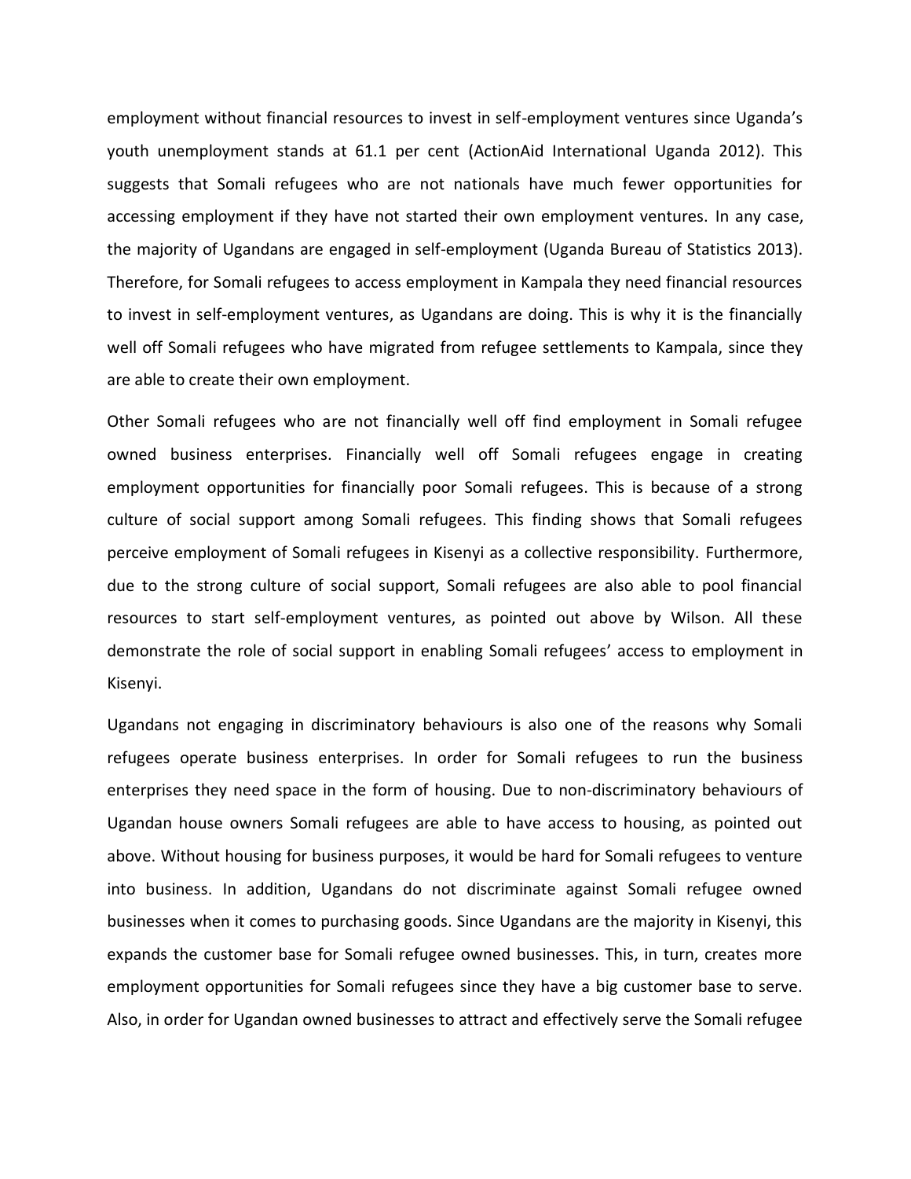employment without financial resources to invest in self-employment ventures since Uganda's youth unemployment stands at 61.1 per cent (ActionAid International Uganda 2012). This suggests that Somali refugees who are not nationals have much fewer opportunities for accessing employment if they have not started their own employment ventures. In any case, the majority of Ugandans are engaged in self-employment (Uganda Bureau of Statistics 2013). Therefore, for Somali refugees to access employment in Kampala they need financial resources to invest in self-employment ventures, as Ugandans are doing. This is why it is the financially well off Somali refugees who have migrated from refugee settlements to Kampala, since they are able to create their own employment.

Other Somali refugees who are not financially well off find employment in Somali refugee owned business enterprises. Financially well off Somali refugees engage in creating employment opportunities for financially poor Somali refugees. This is because of a strong culture of social support among Somali refugees. This finding shows that Somali refugees perceive employment of Somali refugees in Kisenyi as a collective responsibility. Furthermore, due to the strong culture of social support, Somali refugees are also able to pool financial resources to start self-employment ventures, as pointed out above by Wilson. All these demonstrate the role of social support in enabling Somali refugees' access to employment in Kisenyi.

Ugandans not engaging in discriminatory behaviours is also one of the reasons why Somali refugees operate business enterprises. In order for Somali refugees to run the business enterprises they need space in the form of housing. Due to non-discriminatory behaviours of Ugandan house owners Somali refugees are able to have access to housing, as pointed out above. Without housing for business purposes, it would be hard for Somali refugees to venture into business. In addition, Ugandans do not discriminate against Somali refugee owned businesses when it comes to purchasing goods. Since Ugandans are the majority in Kisenyi, this expands the customer base for Somali refugee owned businesses. This, in turn, creates more employment opportunities for Somali refugees since they have a big customer base to serve. Also, in order for Ugandan owned businesses to attract and effectively serve the Somali refugee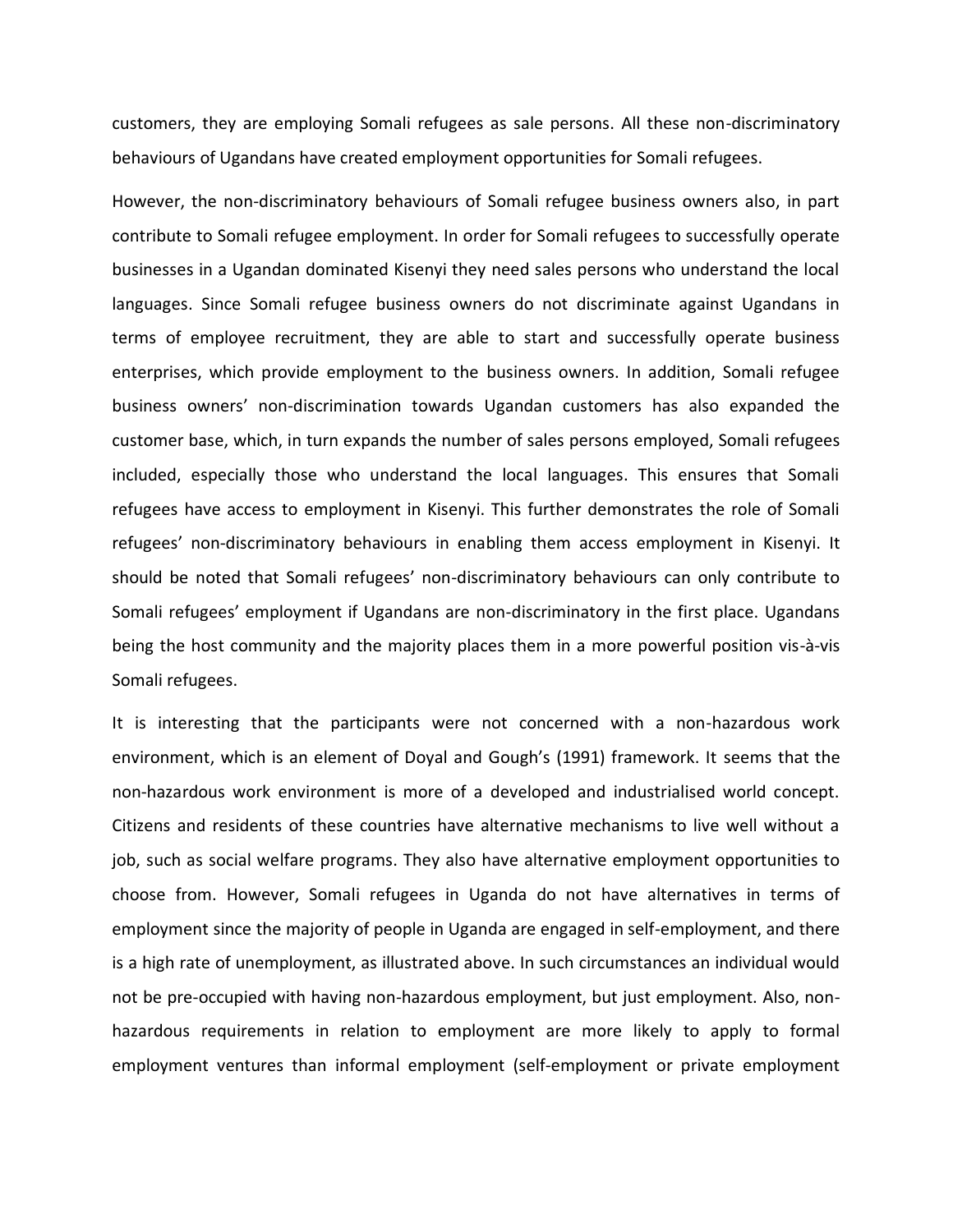customers, they are employing Somali refugees as sale persons. All these non-discriminatory behaviours of Ugandans have created employment opportunities for Somali refugees.

However, the non-discriminatory behaviours of Somali refugee business owners also, in part contribute to Somali refugee employment. In order for Somali refugees to successfully operate businesses in a Ugandan dominated Kisenyi they need sales persons who understand the local languages. Since Somali refugee business owners do not discriminate against Ugandans in terms of employee recruitment, they are able to start and successfully operate business enterprises, which provide employment to the business owners. In addition, Somali refugee business owners' non-discrimination towards Ugandan customers has also expanded the customer base, which, in turn expands the number of sales persons employed, Somali refugees included, especially those who understand the local languages. This ensures that Somali refugees have access to employment in Kisenyi. This further demonstrates the role of Somali refugees' non-discriminatory behaviours in enabling them access employment in Kisenyi. It should be noted that Somali refugees' non-discriminatory behaviours can only contribute to Somali refugees' employment if Ugandans are non-discriminatory in the first place. Ugandans being the host community and the majority places them in a more powerful position vis-à-vis Somali refugees.

It is interesting that the participants were not concerned with a non-hazardous work environment, which is an element of Doyal and Gough's (1991) framework. It seems that the non-hazardous work environment is more of a developed and industrialised world concept. Citizens and residents of these countries have alternative mechanisms to live well without a job, such as social welfare programs. They also have alternative employment opportunities to choose from. However, Somali refugees in Uganda do not have alternatives in terms of employment since the majority of people in Uganda are engaged in self-employment, and there is a high rate of unemployment, as illustrated above. In such circumstances an individual would not be pre-occupied with having non-hazardous employment, but just employment. Also, non-hazardous requirements in relation to employment are more likely to apply to formal employment ventures than informal employment (self-employment or private employment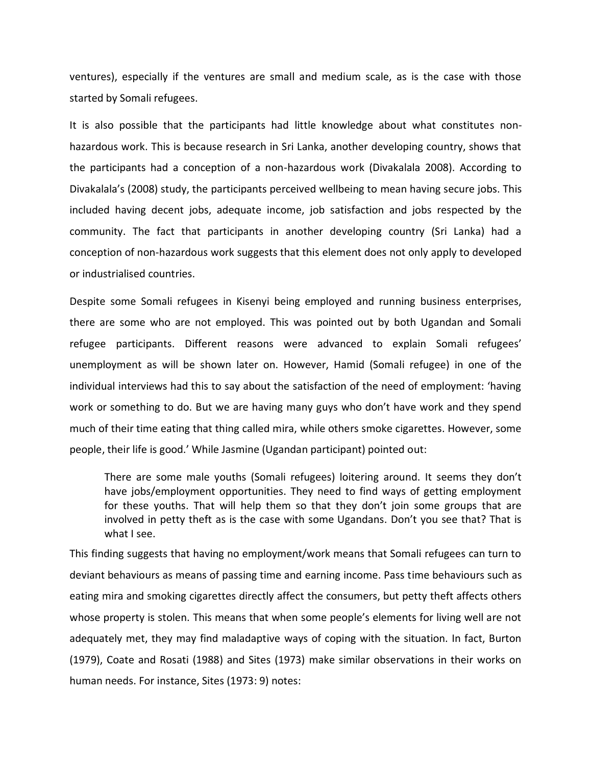ventures), especially if the ventures are small and medium scale, as is the case with those started by Somali refugees.

It is also possible that the participants had little knowledge about what constitutes non-hazardous work. This is because research in Sri Lanka, another developing country, shows that the participants had a conception of a non-hazardous work (Divakalala 2008). According to Divakalala's (2008) study, the participants perceived wellbeing to mean having secure jobs. This included having decent jobs, adequate income, job satisfaction and jobs respected by the community. The fact that participants in another developing country (Sri Lanka) had a conception of non-hazardous work suggests that this element does not only apply to developed or industrialised countries.

Despite some Somali refugees in Kisenyi being employed and running business enterprises, there are some who are not employed. This was pointed out by both Ugandan and Somali refugee participants. Different reasons were advanced to explain Somali refugees' unemployment as will be shown later on. However, Hamid (Somali refugee) in one of the individual interviews had this to say about the satisfaction of the need of employment: 'having work or something to do. But we are having many guys who don't have work and they spend much of their time eating that thing called mira, while others smoke cigarettes. However, some people, their life is good.' While Jasmine (Ugandan participant) pointed out:

> There are some male youths (Somali refugees) loitering around. It seems they don't have jobs/employment opportunities. They need to find ways of getting employment for these youths. That will help them so that they don't join some groups that are involved in petty theft as is the case with some Ugandans. Don't you see that? That is what I see.

This finding suggests that having no employment/work means that Somali refugees can turn to deviant behaviours as means of passing time and earning income. Pass time behaviours such as eating mira and smoking cigarettes directly affect the consumers, but petty theft affects others whose property is stolen. This means that when some people's elements for living well are not adequately met, they may find maladaptive ways of coping with the situation. In fact, Burton (1979), Coate and Rosati (1988) and Sites (1973) make similar observations in their works on human needs. For instance, Sites (1973: 9) notes: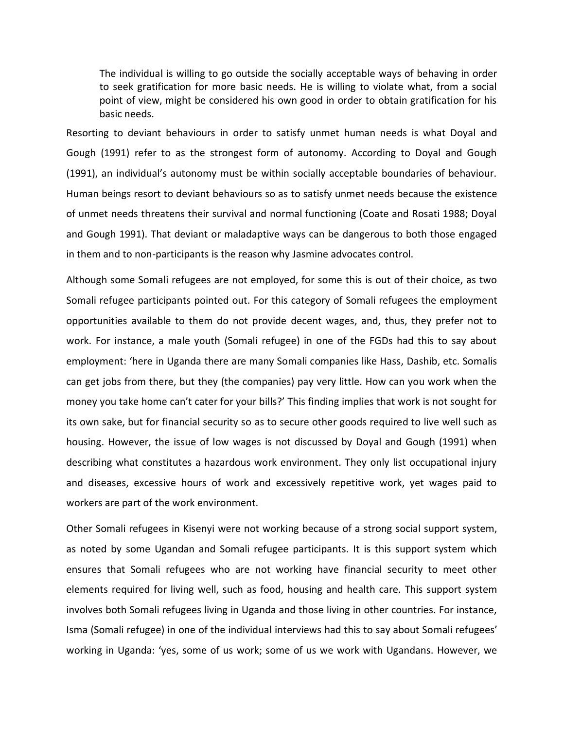> The individual is willing to go outside the socially acceptable ways of behaving in order to seek gratification for more basic needs. He is willing to violate what, from a social point of view, might be considered his own good in order to obtain gratification for his basic needs.

Resorting to deviant behaviours in order to satisfy unmet human needs is what Doyal and Gough (1991) refer to as the strongest form of autonomy. According to Doyal and Gough (1991), an individual's autonomy must be within socially acceptable boundaries of behaviour. Human beings resort to deviant behaviours so as to satisfy unmet needs because the existence of unmet needs threatens their survival and normal functioning (Coate and Rosati 1988; Doyal and Gough 1991). That deviant or maladaptive ways can be dangerous to both those engaged in them and to non-participants is the reason why Jasmine advocates control.

Although some Somali refugees are not employed, for some this is out of their choice, as two Somali refugee participants pointed out. For this category of Somali refugees the employment opportunities available to them do not provide decent wages, and, thus, they prefer not to work. For instance, a male youth (Somali refugee) in one of the FGDs had this to say about employment: 'here in Uganda there are many Somali companies like Hass, Dashib, etc. Somalis can get jobs from there, but they (the companies) pay very little. How can you work when the money you take home can't cater for your bills?' This finding implies that work is not sought for its own sake, but for financial security so as to secure other goods required to live well such as housing. However, the issue of low wages is not discussed by Doyal and Gough (1991) when describing what constitutes a hazardous work environment. They only list occupational injury and diseases, excessive hours of work and excessively repetitive work, yet wages paid to workers are part of the work environment.

Other Somali refugees in Kisenyi were not working because of a strong social support system, as noted by some Ugandan and Somali refugee participants. It is this support system which ensures that Somali refugees who are not working have financial security to meet other elements required for living well, such as food, housing and health care. This support system involves both Somali refugees living in Uganda and those living in other countries. For instance, Isma (Somali refugee) in one of the individual interviews had this to say about Somali refugees' working in Uganda: 'yes, some of us work; some of us we work with Ugandans. However, we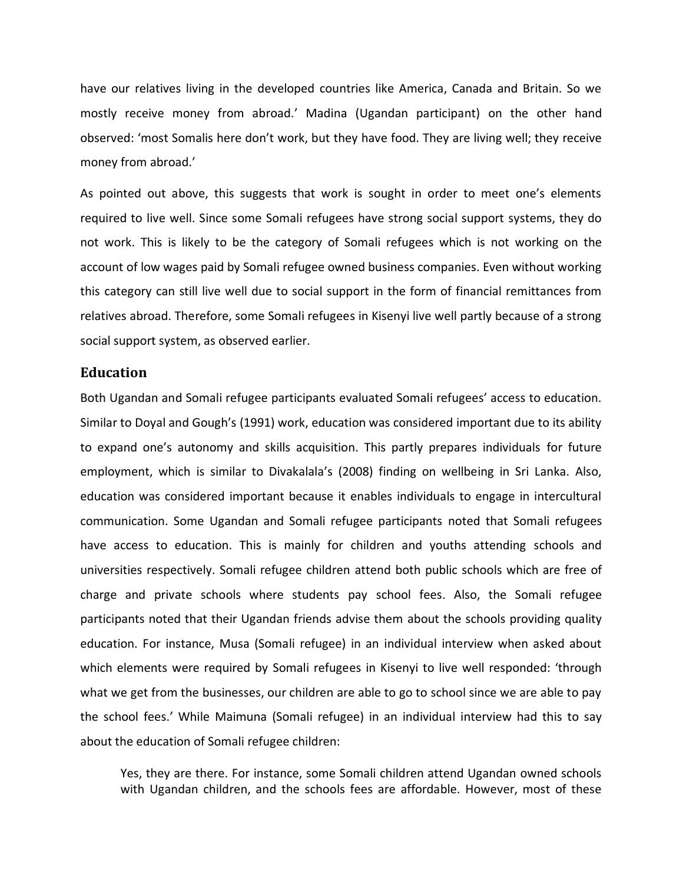have our relatives living in the developed countries like America, Canada and Britain. So we mostly receive money from abroad.' Madina (Ugandan participant) on the other hand observed: 'most Somalis here don't work, but they have food. They are living well; they receive money from abroad.'

As pointed out above, this suggests that work is sought in order to meet one's elements required to live well. Since some Somali refugees have strong social support systems, they do not work. This is likely to be the category of Somali refugees which is not working on the account of low wages paid by Somali refugee owned business companies. Even without working this category can still live well due to social support in the form of financial remittances from relatives abroad. Therefore, some Somali refugees in Kisenyi live well partly because of a strong social support system, as observed earlier.

## Education

Both Ugandan and Somali refugee participants evaluated Somali refugees' access to education. Similar to Doyal and Gough's (1991) work, education was considered important due to its ability to expand one's autonomy and skills acquisition. This partly prepares individuals for future employment, which is similar to Divakalala's (2008) finding on wellbeing in Sri Lanka. Also, education was considered important because it enables individuals to engage in intercultural communication. Some Ugandan and Somali refugee participants noted that Somali refugees have access to education. This is mainly for children and youths attending schools and universities respectively. Somali refugee children attend both public schools which are free of charge and private schools where students pay school fees. Also, the Somali refugee participants noted that their Ugandan friends advise them about the schools providing quality education. For instance, Musa (Somali refugee) in an individual interview when asked about which elements were required by Somali refugees in Kisenyi to live well responded: 'through what we get from the businesses, our children are able to go to school since we are able to pay the school fees.' While Maimuna (Somali refugee) in an individual interview had this to say about the education of Somali refugee children:

> Yes, they are there. For instance, some Somali children attend Ugandan owned schools with Ugandan children, and the schools fees are affordable. However, most of these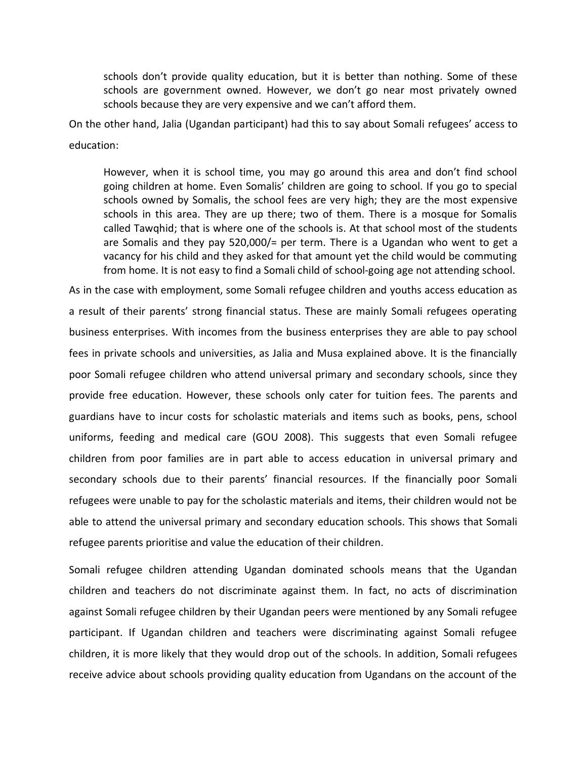> schools don't provide quality education, but it is better than nothing. Some of these schools are government owned. However, we don't go near most privately owned schools because they are very expensive and we can't afford them.

On the other hand, Jalia (Ugandan participant) had this to say about Somali refugees' access to education:

> However, when it is school time, you may go around this area and don't find school going children at home. Even Somalis' children are going to school. If you go to special schools owned by Somalis, the school fees are very high; they are the most expensive schools in this area. They are up there; two of them. There is a mosque for Somalis called Tawqhid; that is where one of the schools is. At that school most of the students are Somalis and they pay 520,000/= per term. There is a Ugandan who went to get a vacancy for his child and they asked for that amount yet the child would be commuting from home. It is not easy to find a Somali child of school-going age not attending school.

As in the case with employment, some Somali refugee children and youths access education as a result of their parents' strong financial status. These are mainly Somali refugees operating business enterprises. With incomes from the business enterprises they are able to pay school fees in private schools and universities, as Jalia and Musa explained above. It is the financially poor Somali refugee children who attend universal primary and secondary schools, since they provide free education. However, these schools only cater for tuition fees. The parents and guardians have to incur costs for scholastic materials and items such as books, pens, school uniforms, feeding and medical care (GOU 2008). This suggests that even Somali refugee children from poor families are in part able to access education in universal primary and secondary schools due to their parents' financial resources. If the financially poor Somali refugees were unable to pay for the scholastic materials and items, their children would not be able to attend the universal primary and secondary education schools. This shows that Somali refugee parents prioritise and value the education of their children.

Somali refugee children attending Ugandan dominated schools means that the Ugandan children and teachers do not discriminate against them. In fact, no acts of discrimination against Somali refugee children by their Ugandan peers were mentioned by any Somali refugee participant. If Ugandan children and teachers were discriminating against Somali refugee children, it is more likely that they would drop out of the schools. In addition, Somali refugees receive advice about schools providing quality education from Ugandans on the account of the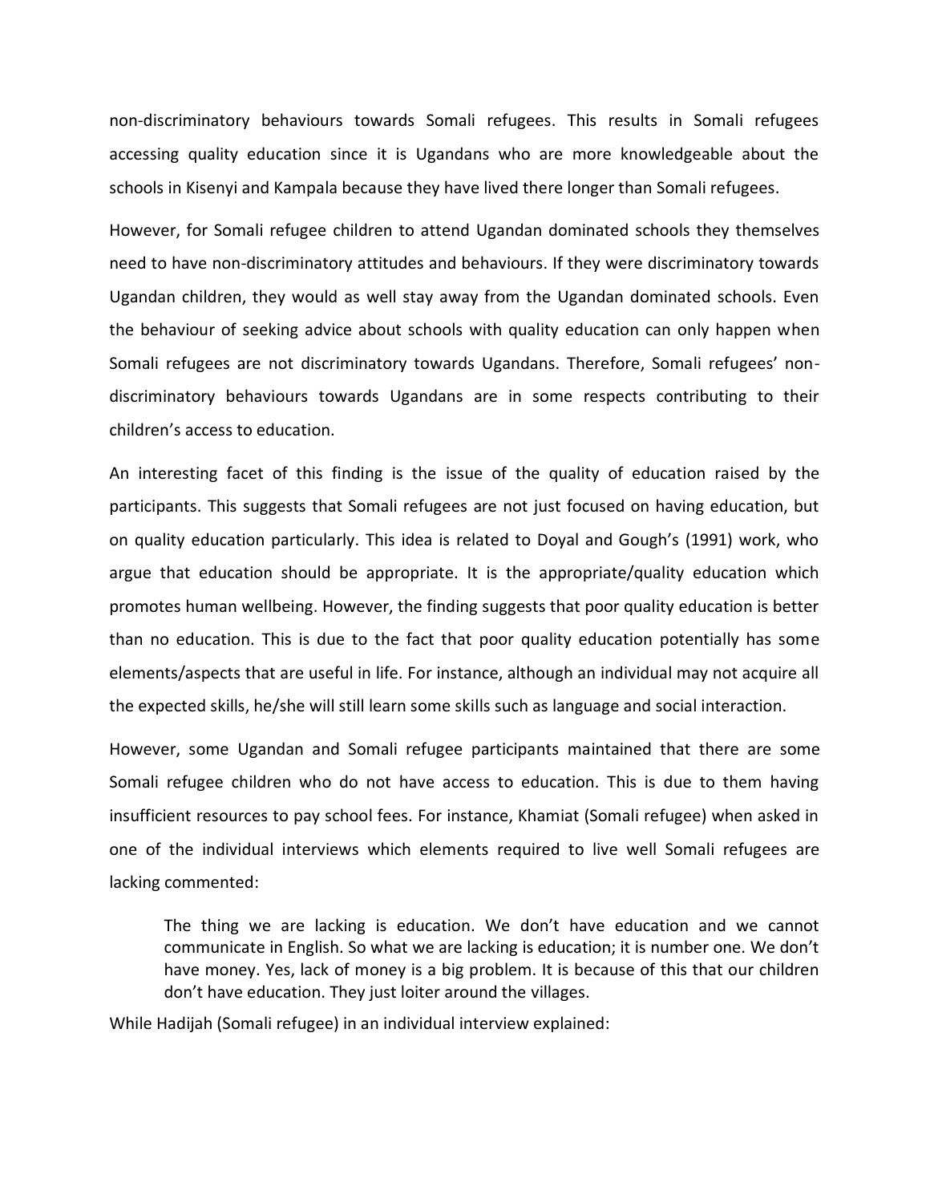non-discriminatory behaviours towards Somali refugees. This results in Somali refugees accessing quality education since it is Ugandans who are more knowledgeable about the schools in Kisenyi and Kampala because they have lived there longer than Somali refugees.

However, for Somali refugee children to attend Ugandan dominated schools they themselves need to have non-discriminatory attitudes and behaviours. If they were discriminatory towards Ugandan children, they would as well stay away from the Ugandan dominated schools. Even the behaviour of seeking advice about schools with quality education can only happen when Somali refugees are not discriminatory towards Ugandans. Therefore, Somali refugees' non-discriminatory behaviours towards Ugandans are in some respects contributing to their children's access to education.

An interesting facet of this finding is the issue of the quality of education raised by the participants. This suggests that Somali refugees are not just focused on having education, but on quality education particularly. This idea is related to Doyal and Gough's (1991) work, who argue that education should be appropriate. It is the appropriate/quality education which promotes human wellbeing. However, the finding suggests that poor quality education is better than no education. This is due to the fact that poor quality education potentially has some elements/aspects that are useful in life. For instance, although an individual may not acquire all the expected skills, he/she will still learn some skills such as language and social interaction.

However, some Ugandan and Somali refugee participants maintained that there are some Somali refugee children who do not have access to education. This is due to them having insufficient resources to pay school fees. For instance, Khamiat (Somali refugee) when asked in one of the individual interviews which elements required to live well Somali refugees are lacking commented:

> The thing we are lacking is education. We don't have education and we cannot communicate in English. So what we are lacking is education; it is number one. We don't have money. Yes, lack of money is a big problem. It is because of this that our children don't have education. They just loiter around the villages.

While Hadijah (Somali refugee) in an individual interview explained: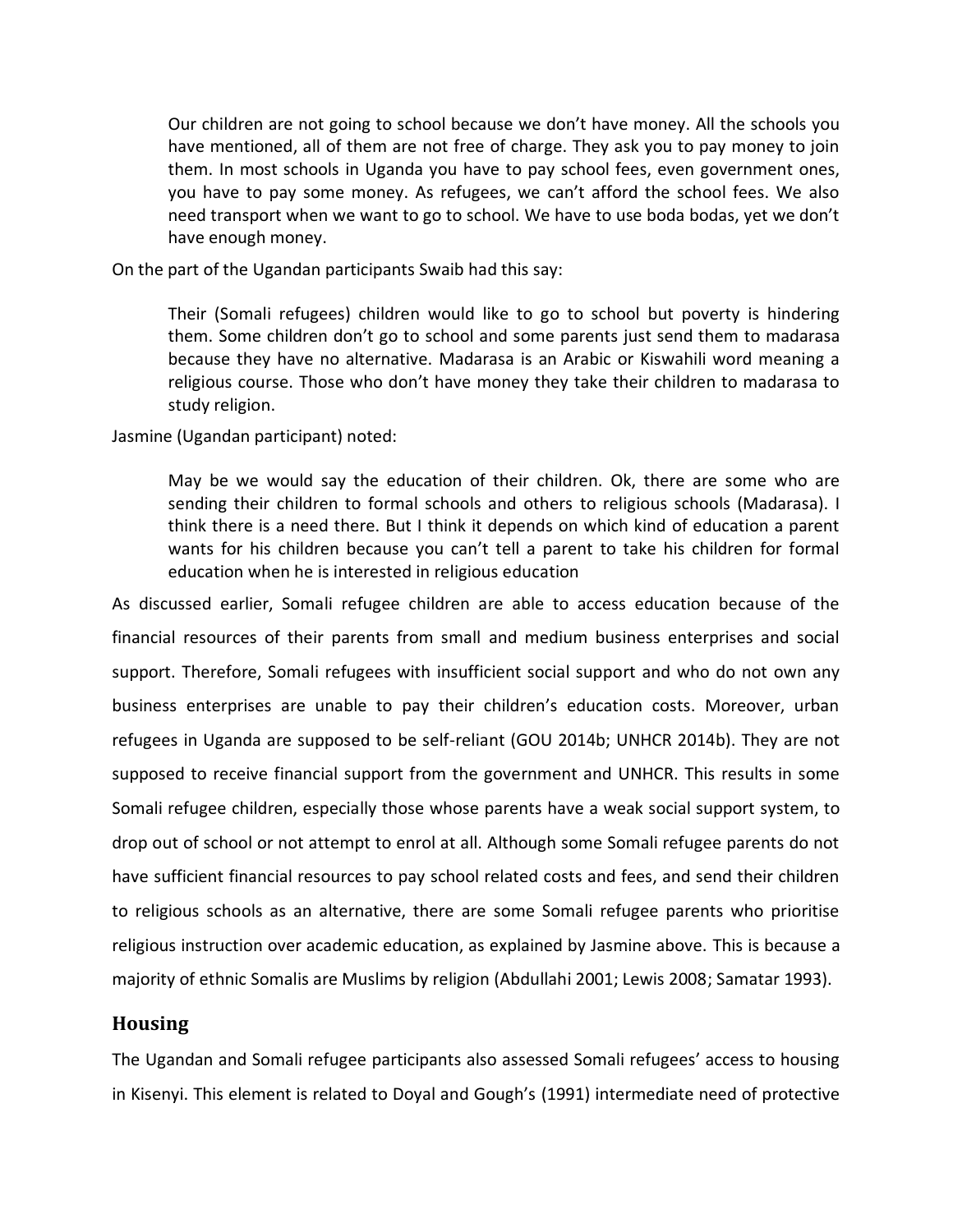> Our children are not going to school because we don't have money. All the schools you have mentioned, all of them are not free of charge. They ask you to pay money to join them. In most schools in Uganda you have to pay school fees, even government ones, you have to pay some money. As refugees, we can't afford the school fees. We also need transport when we want to go to school. We have to use boda bodas, yet we don't have enough money.

On the part of the Ugandan participants Swaib had this say:

> Their (Somali refugees) children would like to go to school but poverty is hindering them. Some children don't go to school and some parents just send them to madarasa because they have no alternative. Madarasa is an Arabic or Kiswahili word meaning a religious course. Those who don't have money they take their children to madarasa to study religion.

Jasmine (Ugandan participant) noted:

> May be we would say the education of their children. Ok, there are some who are sending their children to formal schools and others to religious schools (Madarasa). I think there is a need there. But I think it depends on which kind of education a parent wants for his children because you can't tell a parent to take his children for formal education when he is interested in religious education

As discussed earlier, Somali refugee children are able to access education because of the financial resources of their parents from small and medium business enterprises and social support. Therefore, Somali refugees with insufficient social support and who do not own any business enterprises are unable to pay their children's education costs. Moreover, urban refugees in Uganda are supposed to be self-reliant (GOU 2014b; UNHCR 2014b). They are not supposed to receive financial support from the government and UNHCR. This results in some Somali refugee children, especially those whose parents have a weak social support system, to drop out of school or not attempt to enrol at all. Although some Somali refugee parents do not have sufficient financial resources to pay school related costs and fees, and send their children to religious schools as an alternative, there are some Somali refugee parents who prioritise religious instruction over academic education, as explained by Jasmine above. This is because a majority of ethnic Somalis are Muslims by religion (Abdullahi 2001; Lewis 2008; Samatar 1993).

## Housing

The Ugandan and Somali refugee participants also assessed Somali refugees' access to housing in Kisenyi. This element is related to Doyal and Gough's (1991) intermediate need of protective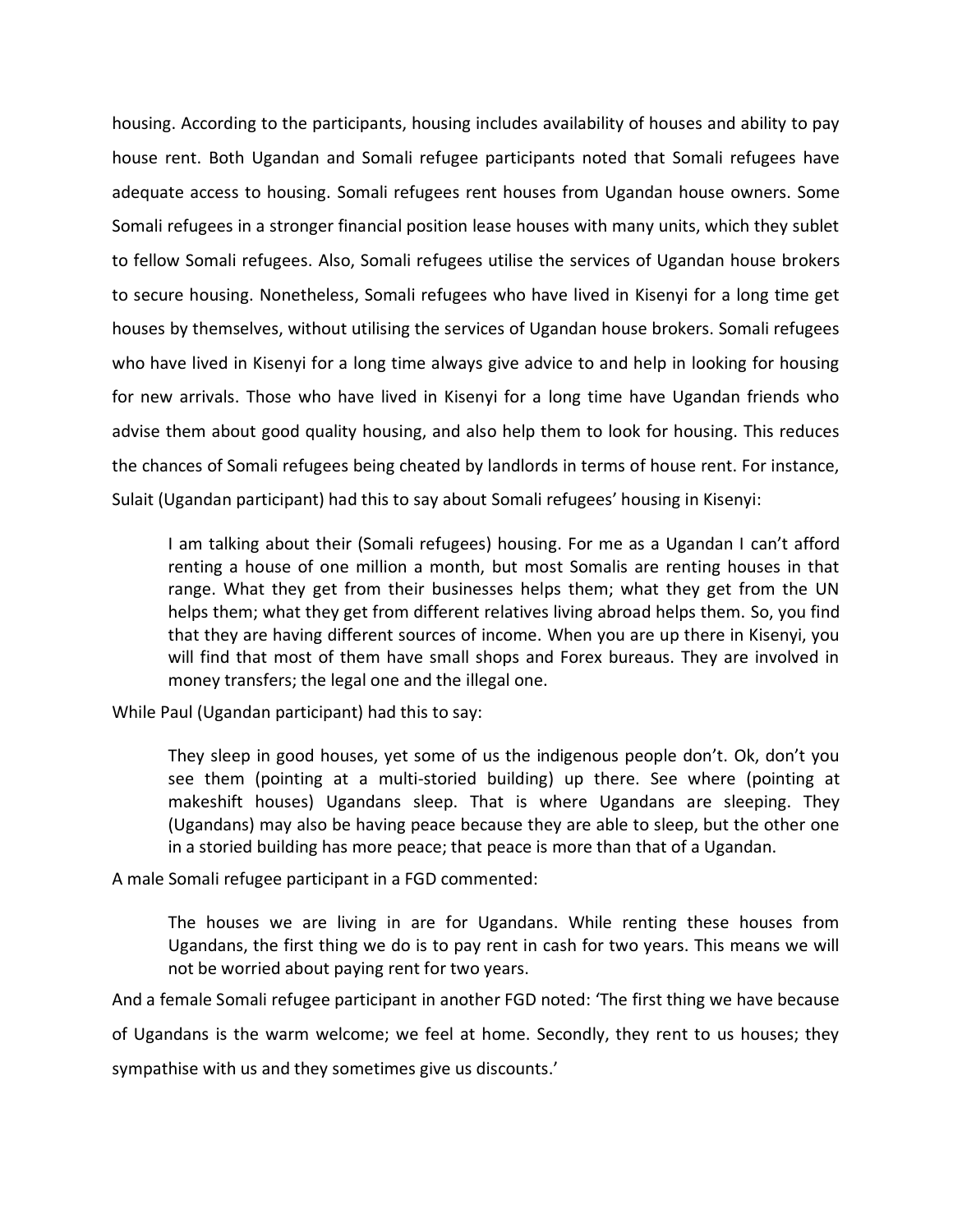housing. According to the participants, housing includes availability of houses and ability to pay house rent. Both Ugandan and Somali refugee participants noted that Somali refugees have adequate access to housing. Somali refugees rent houses from Ugandan house owners. Some Somali refugees in a stronger financial position lease houses with many units, which they sublet to fellow Somali refugees. Also, Somali refugees utilise the services of Ugandan house brokers to secure housing. Nonetheless, Somali refugees who have lived in Kisenyi for a long time get houses by themselves, without utilising the services of Ugandan house brokers. Somali refugees who have lived in Kisenyi for a long time always give advice to and help in looking for housing for new arrivals. Those who have lived in Kisenyi for a long time have Ugandan friends who advise them about good quality housing, and also help them to look for housing. This reduces the chances of Somali refugees being cheated by landlords in terms of house rent. For instance, Sulait (Ugandan participant) had this to say about Somali refugees' housing in Kisenyi:

> I am talking about their (Somali refugees) housing. For me as a Ugandan I can't afford renting a house of one million a month, but most Somalis are renting houses in that range. What they get from their businesses helps them; what they get from the UN helps them; what they get from different relatives living abroad helps them. So, you find that they are having different sources of income. When you are up there in Kisenyi, you will find that most of them have small shops and Forex bureaus. They are involved in money transfers; the legal one and the illegal one.

While Paul (Ugandan participant) had this to say:

> They sleep in good houses, yet some of us the indigenous people don't. Ok, don't you see them (pointing at a multi-storied building) up there. See where (pointing at makeshift houses) Ugandans sleep. That is where Ugandans are sleeping. They (Ugandans) may also be having peace because they are able to sleep, but the other one in a storied building has more peace; that peace is more than that of a Ugandan.

A male Somali refugee participant in a FGD commented:

> The houses we are living in are for Ugandans. While renting these houses from Ugandans, the first thing we do is to pay rent in cash for two years. This means we will not be worried about paying rent for two years.

And a female Somali refugee participant in another FGD noted: 'The first thing we have because of Ugandans is the warm welcome; we feel at home. Secondly, they rent to us houses; they sympathise with us and they sometimes give us discounts.'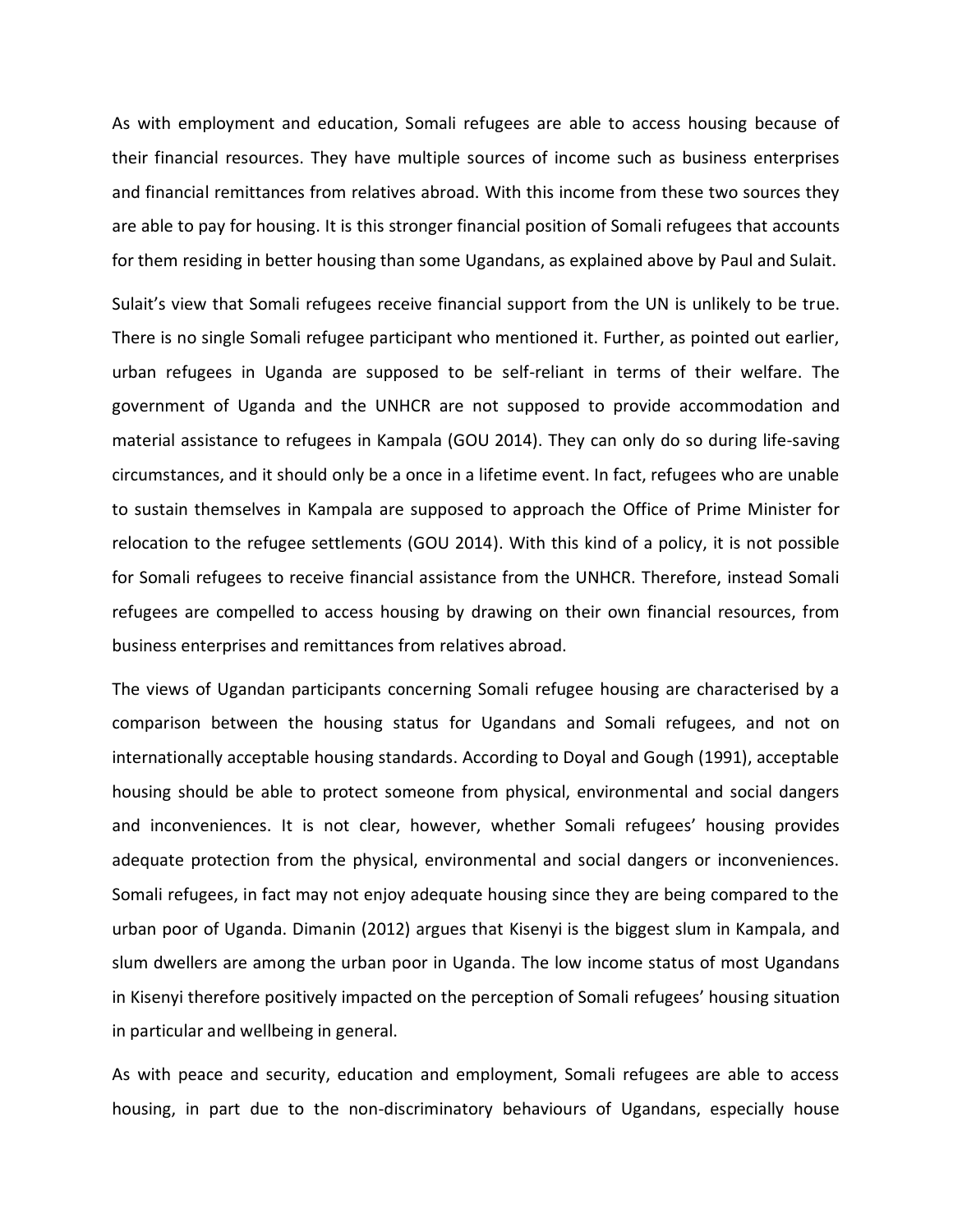As with employment and education, Somali refugees are able to access housing because of their financial resources. They have multiple sources of income such as business enterprises and financial remittances from relatives abroad. With this income from these two sources they are able to pay for housing. It is this stronger financial position of Somali refugees that accounts for them residing in better housing than some Ugandans, as explained above by Paul and Sulait.

Sulait's view that Somali refugees receive financial support from the UN is unlikely to be true. There is no single Somali refugee participant who mentioned it. Further, as pointed out earlier, urban refugees in Uganda are supposed to be self-reliant in terms of their welfare. The government of Uganda and the UNHCR are not supposed to provide accommodation and material assistance to refugees in Kampala (GOU 2014). They can only do so during life-saving circumstances, and it should only be a once in a lifetime event. In fact, refugees who are unable to sustain themselves in Kampala are supposed to approach the Office of Prime Minister for relocation to the refugee settlements (GOU 2014). With this kind of a policy, it is not possible for Somali refugees to receive financial assistance from the UNHCR. Therefore, instead Somali refugees are compelled to access housing by drawing on their own financial resources, from business enterprises and remittances from relatives abroad.

The views of Ugandan participants concerning Somali refugee housing are characterised by a comparison between the housing status for Ugandans and Somali refugees, and not on internationally acceptable housing standards. According to Doyal and Gough (1991), acceptable housing should be able to protect someone from physical, environmental and social dangers and inconveniences. It is not clear, however, whether Somali refugees' housing provides adequate protection from the physical, environmental and social dangers or inconveniences. Somali refugees, in fact may not enjoy adequate housing since they are being compared to the urban poor of Uganda. Dimanin (2012) argues that Kisenyi is the biggest slum in Kampala, and slum dwellers are among the urban poor in Uganda. The low income status of most Ugandans in Kisenyi therefore positively impacted on the perception of Somali refugees' housing situation in particular and wellbeing in general.

As with peace and security, education and employment, Somali refugees are able to access housing, in part due to the non-discriminatory behaviours of Ugandans, especially house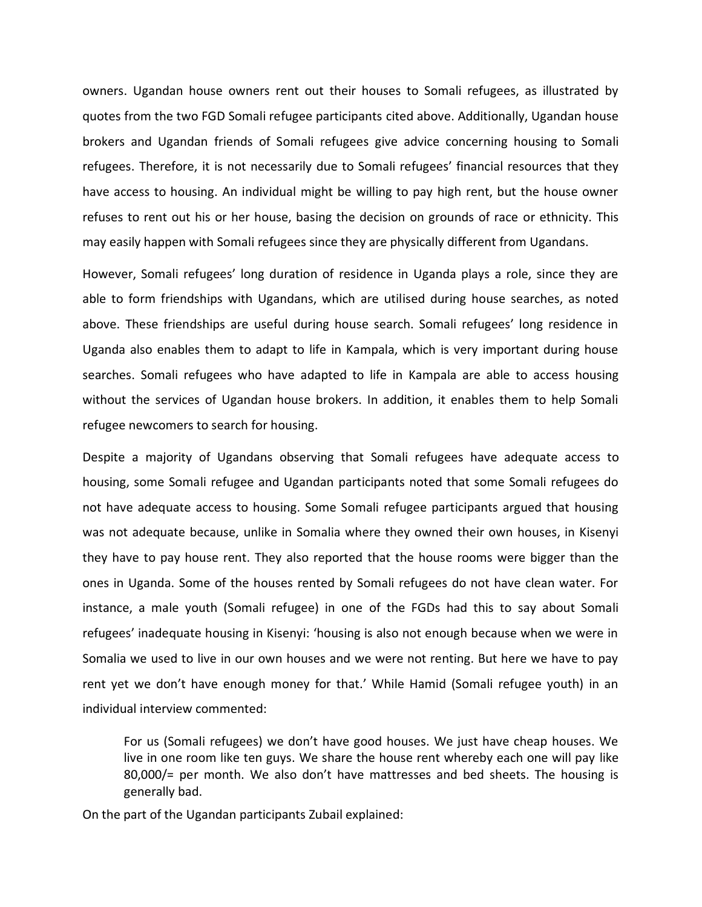owners. Ugandan house owners rent out their houses to Somali refugees, as illustrated by quotes from the two FGD Somali refugee participants cited above. Additionally, Ugandan house brokers and Ugandan friends of Somali refugees give advice concerning housing to Somali refugees. Therefore, it is not necessarily due to Somali refugees' financial resources that they have access to housing. An individual might be willing to pay high rent, but the house owner refuses to rent out his or her house, basing the decision on grounds of race or ethnicity. This may easily happen with Somali refugees since they are physically different from Ugandans.

However, Somali refugees' long duration of residence in Uganda plays a role, since they are able to form friendships with Ugandans, which are utilised during house searches, as noted above. These friendships are useful during house search. Somali refugees' long residence in Uganda also enables them to adapt to life in Kampala, which is very important during house searches. Somali refugees who have adapted to life in Kampala are able to access housing without the services of Ugandan house brokers. In addition, it enables them to help Somali refugee newcomers to search for housing.

Despite a majority of Ugandans observing that Somali refugees have adequate access to housing, some Somali refugee and Ugandan participants noted that some Somali refugees do not have adequate access to housing. Some Somali refugee participants argued that housing was not adequate because, unlike in Somalia where they owned their own houses, in Kisenyi they have to pay house rent. They also reported that the house rooms were bigger than the ones in Uganda. Some of the houses rented by Somali refugees do not have clean water. For instance, a male youth (Somali refugee) in one of the FGDs had this to say about Somali refugees' inadequate housing in Kisenyi: 'housing is also not enough because when we were in Somalia we used to live in our own houses and we were not renting. But here we have to pay rent yet we don't have enough money for that.' While Hamid (Somali refugee youth) in an individual interview commented:

> For us (Somali refugees) we don't have good houses. We just have cheap houses. We live in one room like ten guys. We share the house rent whereby each one will pay like 80,000/= per month. We also don't have mattresses and bed sheets. The housing is generally bad.

On the part of the Ugandan participants Zubail explained: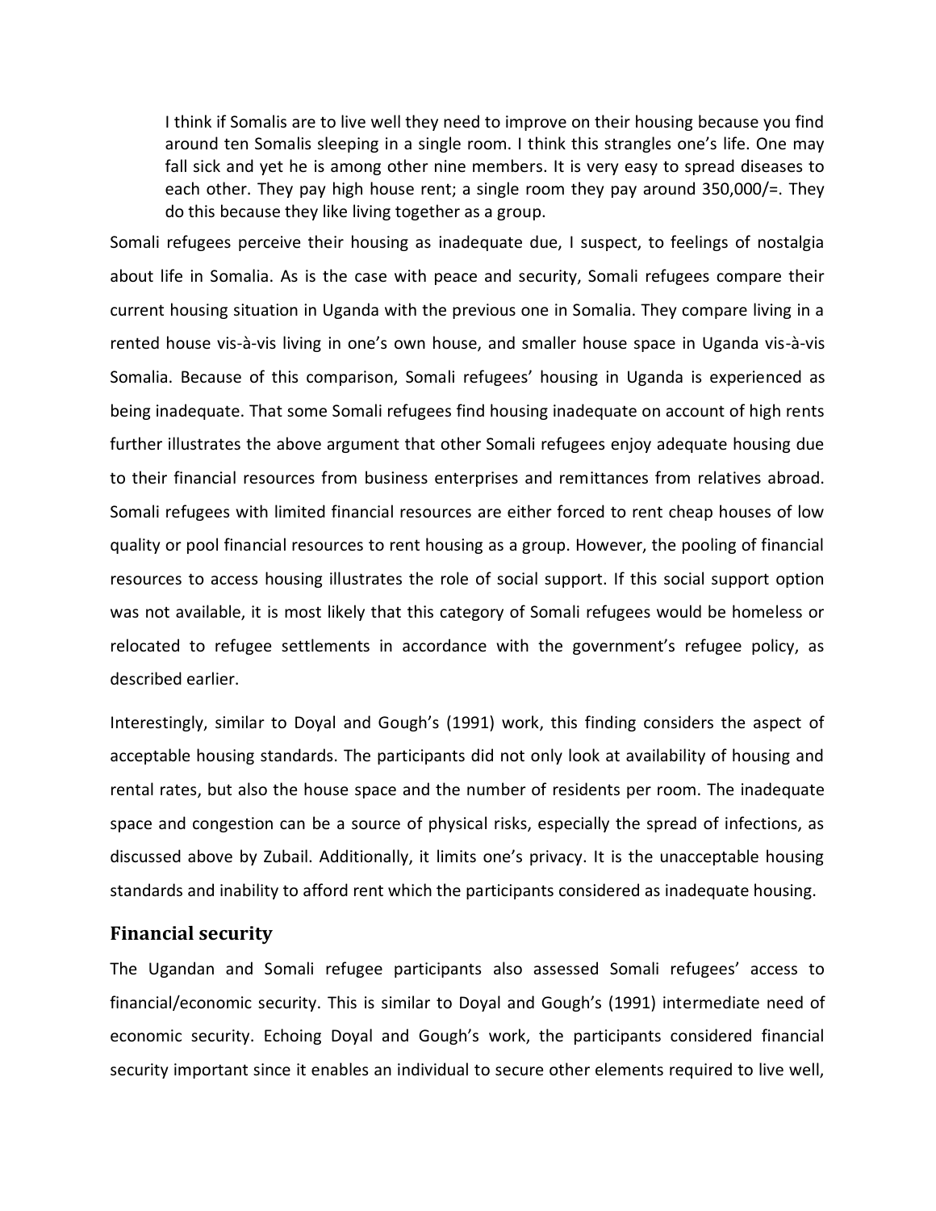> I think if Somalis are to live well they need to improve on their housing because you find around ten Somalis sleeping in a single room. I think this strangles one's life. One may fall sick and yet he is among other nine members. It is very easy to spread diseases to each other. They pay high house rent; a single room they pay around 350,000/=. They do this because they like living together as a group.

Somali refugees perceive their housing as inadequate due, I suspect, to feelings of nostalgia about life in Somalia. As is the case with peace and security, Somali refugees compare their current housing situation in Uganda with the previous one in Somalia. They compare living in a rented house vis-à-vis living in one's own house, and smaller house space in Uganda vis-à-vis Somalia. Because of this comparison, Somali refugees' housing in Uganda is experienced as being inadequate. That some Somali refugees find housing inadequate on account of high rents further illustrates the above argument that other Somali refugees enjoy adequate housing due to their financial resources from business enterprises and remittances from relatives abroad. Somali refugees with limited financial resources are either forced to rent cheap houses of low quality or pool financial resources to rent housing as a group. However, the pooling of financial resources to access housing illustrates the role of social support. If this social support option was not available, it is most likely that this category of Somali refugees would be homeless or relocated to refugee settlements in accordance with the government's refugee policy, as described earlier.

Interestingly, similar to Doyal and Gough's (1991) work, this finding considers the aspect of acceptable housing standards. The participants did not only look at availability of housing and rental rates, but also the house space and the number of residents per room. The inadequate space and congestion can be a source of physical risks, especially the spread of infections, as discussed above by Zubail. Additionally, it limits one's privacy. It is the unacceptable housing standards and inability to afford rent which the participants considered as inadequate housing.

### Financial security

The Ugandan and Somali refugee participants also assessed Somali refugees' access to financial/economic security. This is similar to Doyal and Gough's (1991) intermediate need of economic security. Echoing Doyal and Gough's work, the participants considered financial security important since it enables an individual to secure other elements required to live well,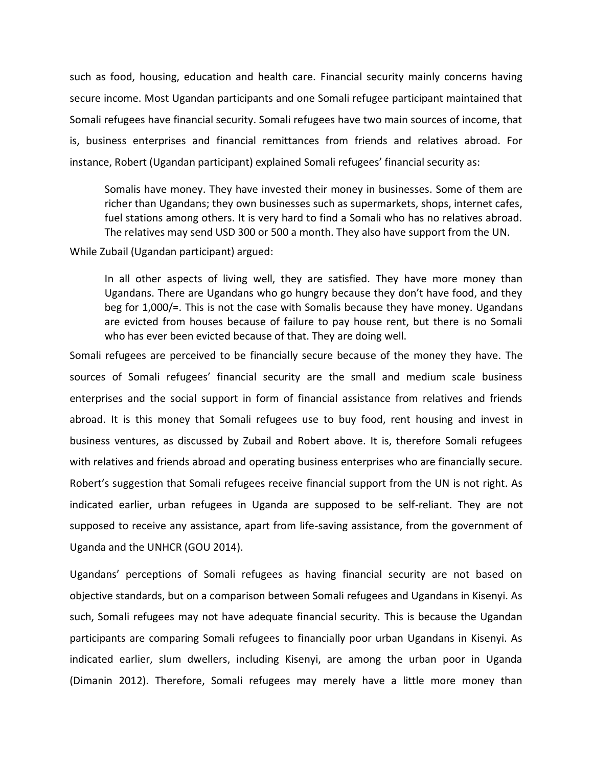such as food, housing, education and health care. Financial security mainly concerns having secure income. Most Ugandan participants and one Somali refugee participant maintained that Somali refugees have financial security. Somali refugees have two main sources of income, that is, business enterprises and financial remittances from friends and relatives abroad. For instance, Robert (Ugandan participant) explained Somali refugees' financial security as:

> Somalis have money. They have invested their money in businesses. Some of them are richer than Ugandans; they own businesses such as supermarkets, shops, internet cafes, fuel stations among others. It is very hard to find a Somali who has no relatives abroad. The relatives may send USD 300 or 500 a month. They also have support from the UN.

While Zubail (Ugandan participant) argued:

> In all other aspects of living well, they are satisfied. They have more money than Ugandans. There are Ugandans who go hungry because they don't have food, and they beg for 1,000/=. This is not the case with Somalis because they have money. Ugandans are evicted from houses because of failure to pay house rent, but there is no Somali who has ever been evicted because of that. They are doing well.

Somali refugees are perceived to be financially secure because of the money they have. The sources of Somali refugees' financial security are the small and medium scale business enterprises and the social support in form of financial assistance from relatives and friends abroad. It is this money that Somali refugees use to buy food, rent housing and invest in business ventures, as discussed by Zubail and Robert above. It is, therefore Somali refugees with relatives and friends abroad and operating business enterprises who are financially secure. Robert's suggestion that Somali refugees receive financial support from the UN is not right. As indicated earlier, urban refugees in Uganda are supposed to be self-reliant. They are not supposed to receive any assistance, apart from life-saving assistance, from the government of Uganda and the UNHCR (GOU 2014).

Ugandans' perceptions of Somali refugees as having financial security are not based on objective standards, but on a comparison between Somali refugees and Ugandans in Kisenyi. As such, Somali refugees may not have adequate financial security. This is because the Ugandan participants are comparing Somali refugees to financially poor urban Ugandans in Kisenyi. As indicated earlier, slum dwellers, including Kisenyi, are among the urban poor in Uganda (Dimanin 2012). Therefore, Somali refugees may merely have a little more money than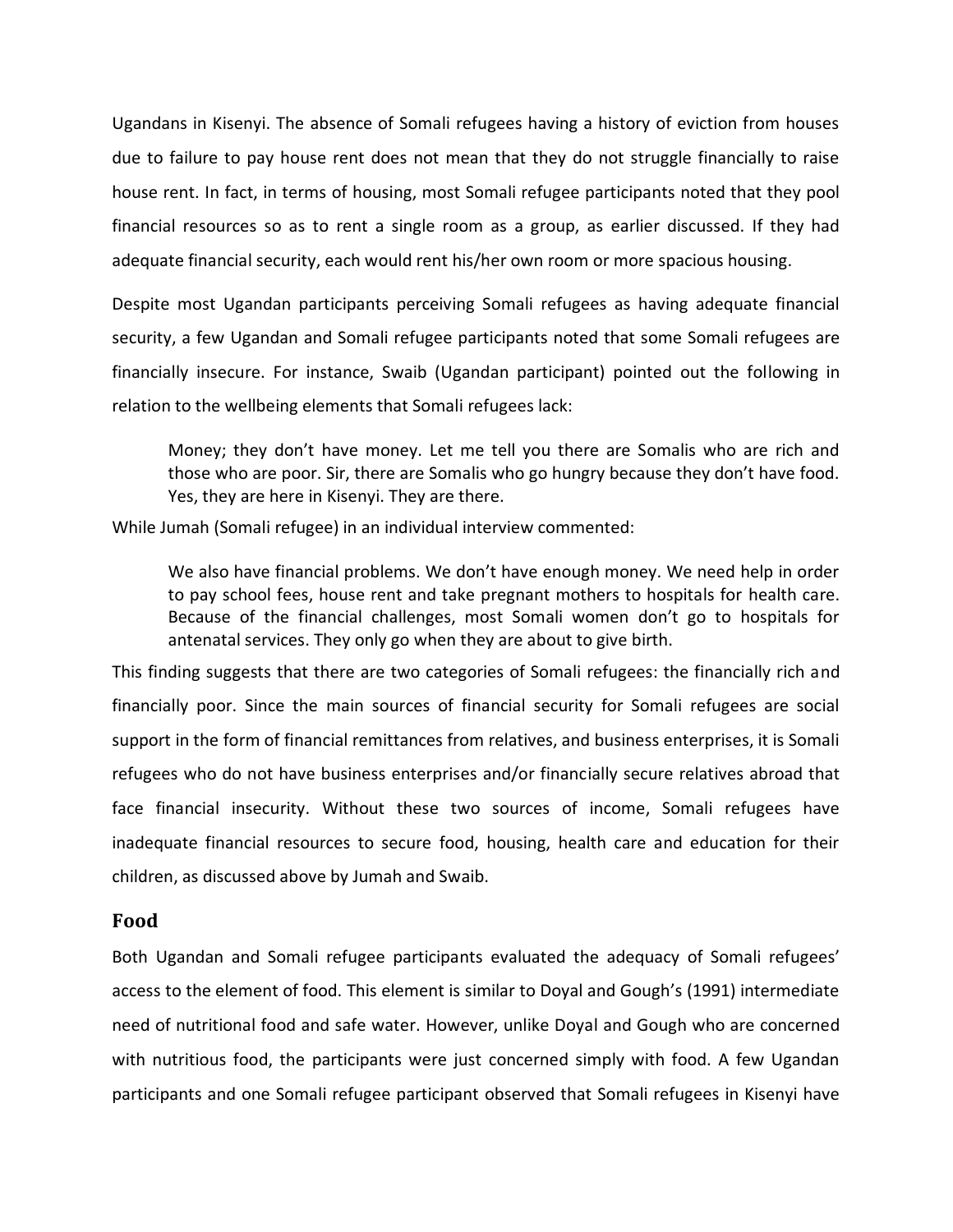Ugandans in Kisenyi. The absence of Somali refugees having a history of eviction from houses due to failure to pay house rent does not mean that they do not struggle financially to raise house rent. In fact, in terms of housing, most Somali refugee participants noted that they pool financial resources so as to rent a single room as a group, as earlier discussed. If they had adequate financial security, each would rent his/her own room or more spacious housing.

Despite most Ugandan participants perceiving Somali refugees as having adequate financial security, a few Ugandan and Somali refugee participants noted that some Somali refugees are financially insecure. For instance, Swaib (Ugandan participant) pointed out the following in relation to the wellbeing elements that Somali refugees lack:

> Money; they don't have money. Let me tell you there are Somalis who are rich and those who are poor. Sir, there are Somalis who go hungry because they don't have food. Yes, they are here in Kisenyi. They are there.

While Jumah (Somali refugee) in an individual interview commented:

> We also have financial problems. We don't have enough money. We need help in order to pay school fees, house rent and take pregnant mothers to hospitals for health care. Because of the financial challenges, most Somali women don't go to hospitals for antenatal services. They only go when they are about to give birth.

This finding suggests that there are two categories of Somali refugees: the financially rich and financially poor. Since the main sources of financial security for Somali refugees are social support in the form of financial remittances from relatives, and business enterprises, it is Somali refugees who do not have business enterprises and/or financially secure relatives abroad that face financial insecurity. Without these two sources of income, Somali refugees have inadequate financial resources to secure food, housing, health care and education for their children, as discussed above by Jumah and Swaib.

## Food

Both Ugandan and Somali refugee participants evaluated the adequacy of Somali refugees' access to the element of food. This element is similar to Doyal and Gough's (1991) intermediate need of nutritional food and safe water. However, unlike Doyal and Gough who are concerned with nutritious food, the participants were just concerned simply with food. A few Ugandan participants and one Somali refugee participant observed that Somali refugees in Kisenyi have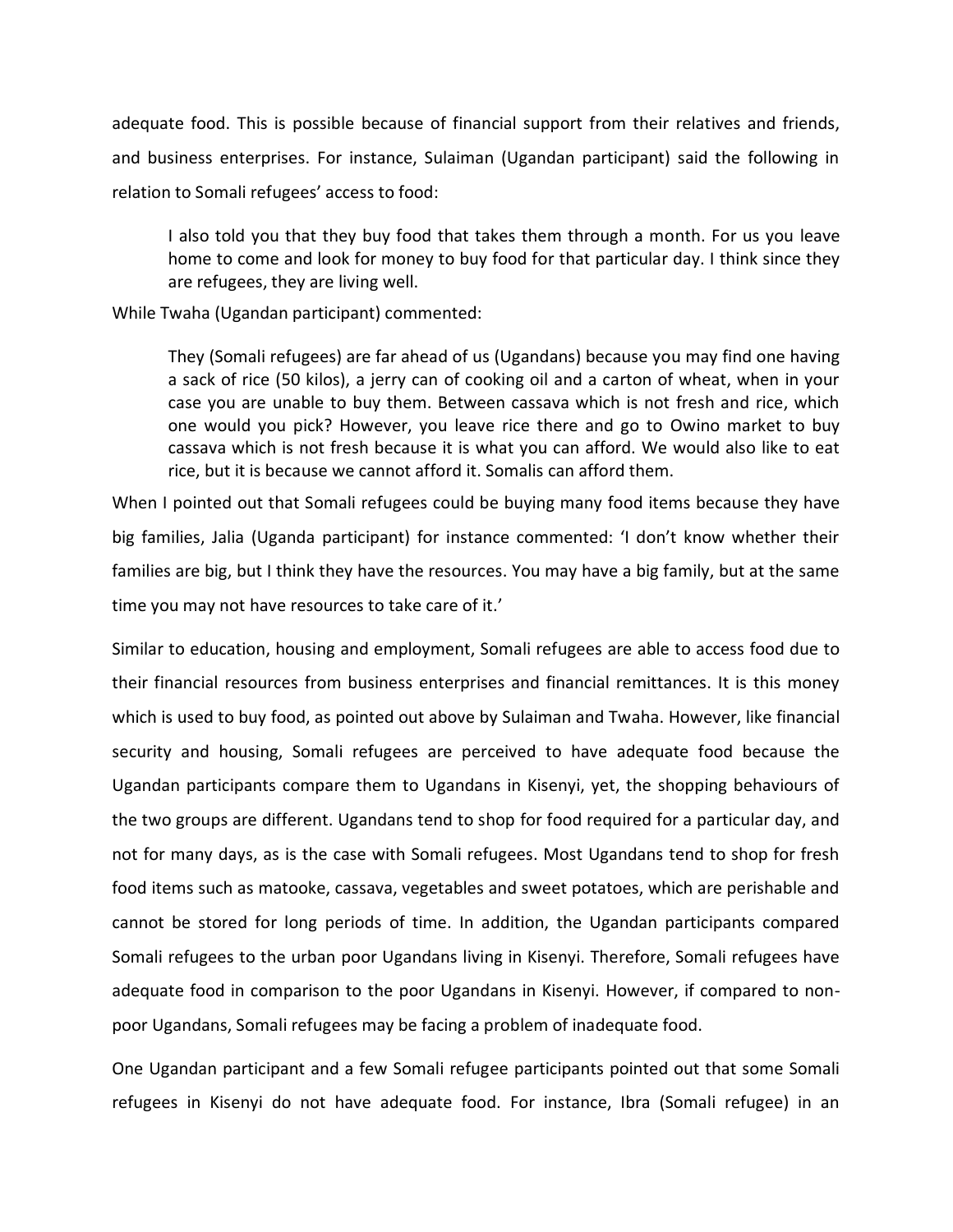adequate food. This is possible because of financial support from their relatives and friends, and business enterprises. For instance, Sulaiman (Ugandan participant) said the following in relation to Somali refugees' access to food:

> I also told you that they buy food that takes them through a month. For us you leave home to come and look for money to buy food for that particular day. I think since they are refugees, they are living well.

While Twaha (Ugandan participant) commented:

> They (Somali refugees) are far ahead of us (Ugandans) because you may find one having a sack of rice (50 kilos), a jerry can of cooking oil and a carton of wheat, when in your case you are unable to buy them. Between cassava which is not fresh and rice, which one would you pick? However, you leave rice there and go to Owino market to buy cassava which is not fresh because it is what you can afford. We would also like to eat rice, but it is because we cannot afford it. Somalis can afford them.

When I pointed out that Somali refugees could be buying many food items because they have big families, Jalia (Uganda participant) for instance commented: 'I don't know whether their families are big, but I think they have the resources. You may have a big family, but at the same time you may not have resources to take care of it.'

Similar to education, housing and employment, Somali refugees are able to access food due to their financial resources from business enterprises and financial remittances. It is this money which is used to buy food, as pointed out above by Sulaiman and Twaha. However, like financial security and housing, Somali refugees are perceived to have adequate food because the Ugandan participants compare them to Ugandans in Kisenyi, yet, the shopping behaviours of the two groups are different. Ugandans tend to shop for food required for a particular day, and not for many days, as is the case with Somali refugees. Most Ugandans tend to shop for fresh food items such as matooke, cassava, vegetables and sweet potatoes, which are perishable and cannot be stored for long periods of time. In addition, the Ugandan participants compared Somali refugees to the urban poor Ugandans living in Kisenyi. Therefore, Somali refugees have adequate food in comparison to the poor Ugandans in Kisenyi. However, if compared to non-poor Ugandans, Somali refugees may be facing a problem of inadequate food.

One Ugandan participant and a few Somali refugee participants pointed out that some Somali refugees in Kisenyi do not have adequate food. For instance, Ibra (Somali refugee) in an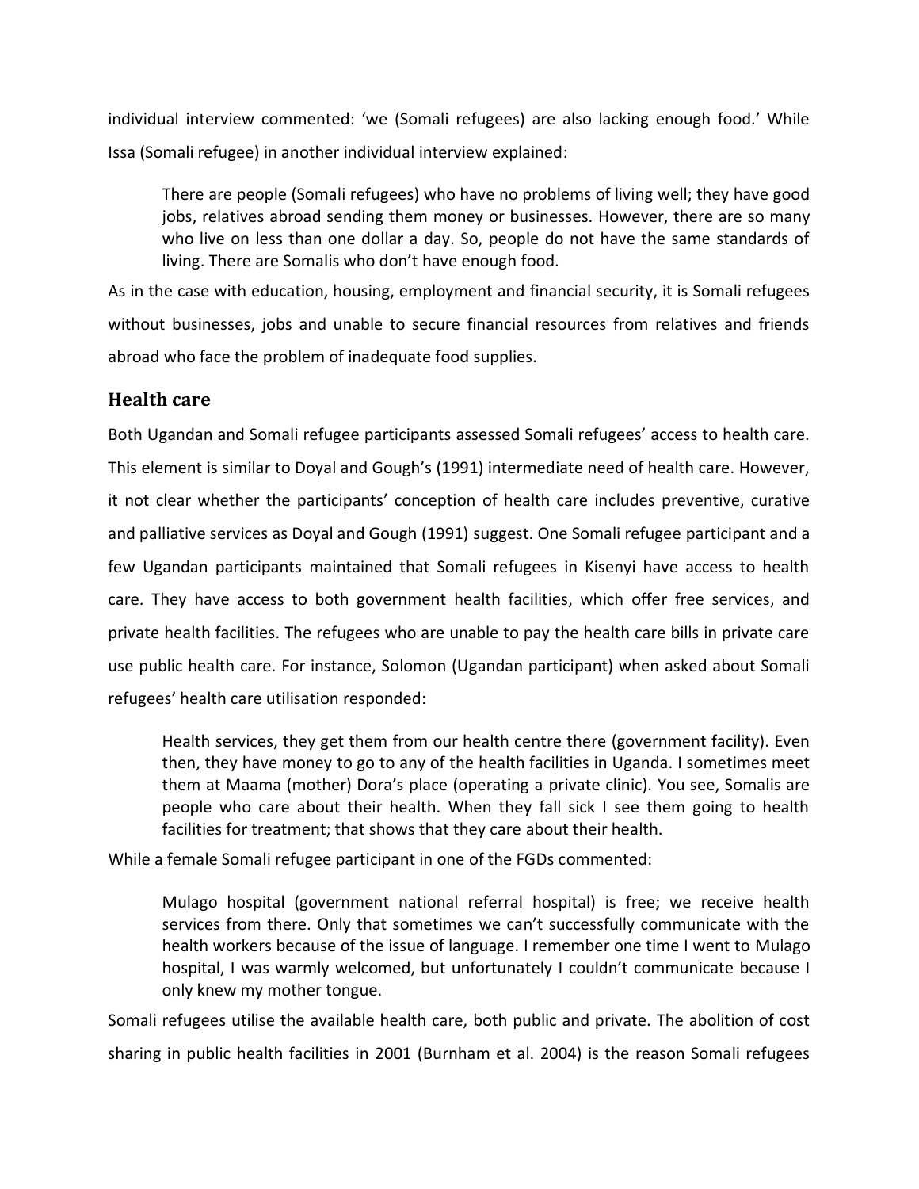individual interview commented: 'we (Somali refugees) are also lacking enough food.' While Issa (Somali refugee) in another individual interview explained:

> There are people (Somali refugees) who have no problems of living well; they have good jobs, relatives abroad sending them money or businesses. However, there are so many who live on less than one dollar a day. So, people do not have the same standards of living. There are Somalis who don't have enough food.

As in the case with education, housing, employment and financial security, it is Somali refugees without businesses, jobs and unable to secure financial resources from relatives and friends abroad who face the problem of inadequate food supplies.

## Health care

Both Ugandan and Somali refugee participants assessed Somali refugees' access to health care. This element is similar to Doyal and Gough's (1991) intermediate need of health care. However, it not clear whether the participants' conception of health care includes preventive, curative and palliative services as Doyal and Gough (1991) suggest. One Somali refugee participant and a few Ugandan participants maintained that Somali refugees in Kisenyi have access to health care. They have access to both government health facilities, which offer free services, and private health facilities. The refugees who are unable to pay the health care bills in private care use public health care. For instance, Solomon (Ugandan participant) when asked about Somali refugees' health care utilisation responded:

> Health services, they get them from our health centre there (government facility). Even then, they have money to go to any of the health facilities in Uganda. I sometimes meet them at Maama (mother) Dora's place (operating a private clinic). You see, Somalis are people who care about their health. When they fall sick I see them going to health facilities for treatment; that shows that they care about their health.

While a female Somali refugee participant in one of the FGDs commented:

> Mulago hospital (government national referral hospital) is free; we receive health services from there. Only that sometimes we can't successfully communicate with the health workers because of the issue of language. I remember one time I went to Mulago hospital, I was warmly welcomed, but unfortunately I couldn't communicate because I only knew my mother tongue.

Somali refugees utilise the available health care, both public and private. The abolition of cost sharing in public health facilities in 2001 (Burnham et al. 2004) is the reason Somali refugees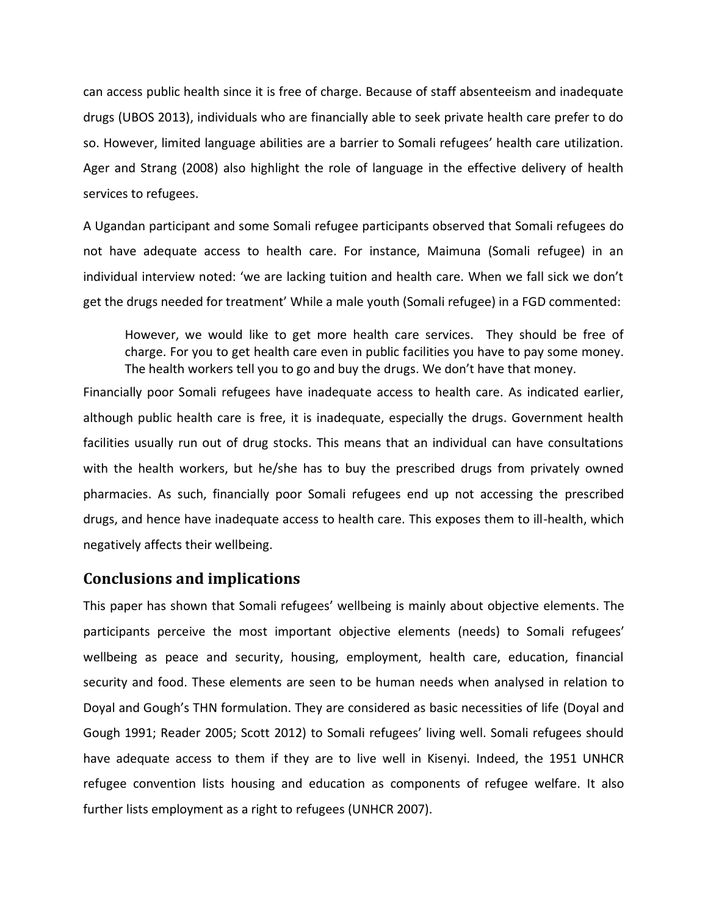can access public health since it is free of charge. Because of staff absenteeism and inadequate drugs (UBOS 2013), individuals who are financially able to seek private health care prefer to do so. However, limited language abilities are a barrier to Somali refugees' health care utilization. Ager and Strang (2008) also highlight the role of language in the effective delivery of health services to refugees.

A Ugandan participant and some Somali refugee participants observed that Somali refugees do not have adequate access to health care. For instance, Maimuna (Somali refugee) in an individual interview noted: 'we are lacking tuition and health care. When we fall sick we don't get the drugs needed for treatment' While a male youth (Somali refugee) in a FGD commented:

> However, we would like to get more health care services. They should be free of charge. For you to get health care even in public facilities you have to pay some money. The health workers tell you to go and buy the drugs. We don't have that money.

Financially poor Somali refugees have inadequate access to health care. As indicated earlier, although public health care is free, it is inadequate, especially the drugs. Government health facilities usually run out of drug stocks. This means that an individual can have consultations with the health workers, but he/she has to buy the prescribed drugs from privately owned pharmacies. As such, financially poor Somali refugees end up not accessing the prescribed drugs, and hence have inadequate access to health care. This exposes them to ill-health, which negatively affects their wellbeing.

## Conclusions and implications

This paper has shown that Somali refugees' wellbeing is mainly about objective elements. The participants perceive the most important objective elements (needs) to Somali refugees' wellbeing as peace and security, housing, employment, health care, education, financial security and food. These elements are seen to be human needs when analysed in relation to Doyal and Gough's THN formulation. They are considered as basic necessities of life (Doyal and Gough 1991; Reader 2005; Scott 2012) to Somali refugees' living well. Somali refugees should have adequate access to them if they are to live well in Kisenyi. Indeed, the 1951 UNHCR refugee convention lists housing and education as components of refugee welfare. It also further lists employment as a right to refugees (UNHCR 2007).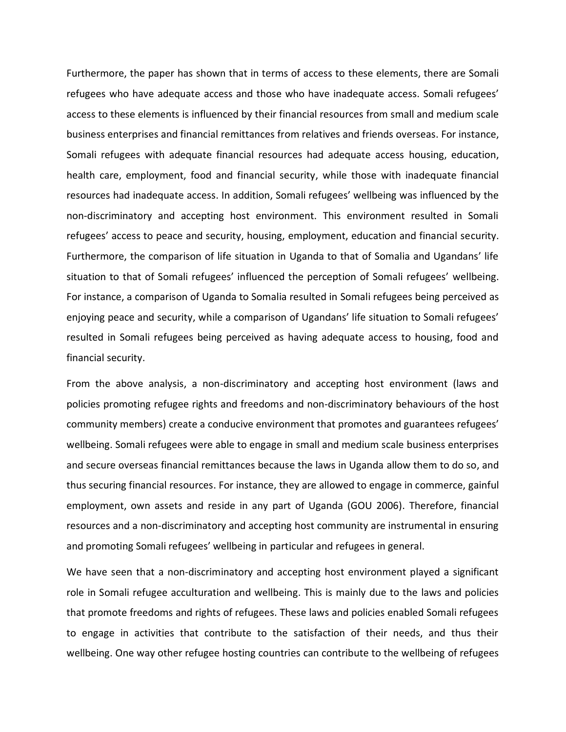Furthermore, the paper has shown that in terms of access to these elements, there are Somali refugees who have adequate access and those who have inadequate access. Somali refugees' access to these elements is influenced by their financial resources from small and medium scale business enterprises and financial remittances from relatives and friends overseas. For instance, Somali refugees with adequate financial resources had adequate access housing, education, health care, employment, food and financial security, while those with inadequate financial resources had inadequate access. In addition, Somali refugees' wellbeing was influenced by the non-discriminatory and accepting host environment. This environment resulted in Somali refugees' access to peace and security, housing, employment, education and financial security. Furthermore, the comparison of life situation in Uganda to that of Somalia and Ugandans' life situation to that of Somali refugees' influenced the perception of Somali refugees' wellbeing. For instance, a comparison of Uganda to Somalia resulted in Somali refugees being perceived as enjoying peace and security, while a comparison of Ugandans' life situation to Somali refugees' resulted in Somali refugees being perceived as having adequate access to housing, food and financial security.

From the above analysis, a non-discriminatory and accepting host environment (laws and policies promoting refugee rights and freedoms and non-discriminatory behaviours of the host community members) create a conducive environment that promotes and guarantees refugees' wellbeing. Somali refugees were able to engage in small and medium scale business enterprises and secure overseas financial remittances because the laws in Uganda allow them to do so, and thus securing financial resources. For instance, they are allowed to engage in commerce, gainful employment, own assets and reside in any part of Uganda (GOU 2006). Therefore, financial resources and a non-discriminatory and accepting host community are instrumental in ensuring and promoting Somali refugees' wellbeing in particular and refugees in general.

We have seen that a non-discriminatory and accepting host environment played a significant role in Somali refugee acculturation and wellbeing. This is mainly due to the laws and policies that promote freedoms and rights of refugees. These laws and policies enabled Somali refugees to engage in activities that contribute to the satisfaction of their needs, and thus their wellbeing. One way other refugee hosting countries can contribute to the wellbeing of refugees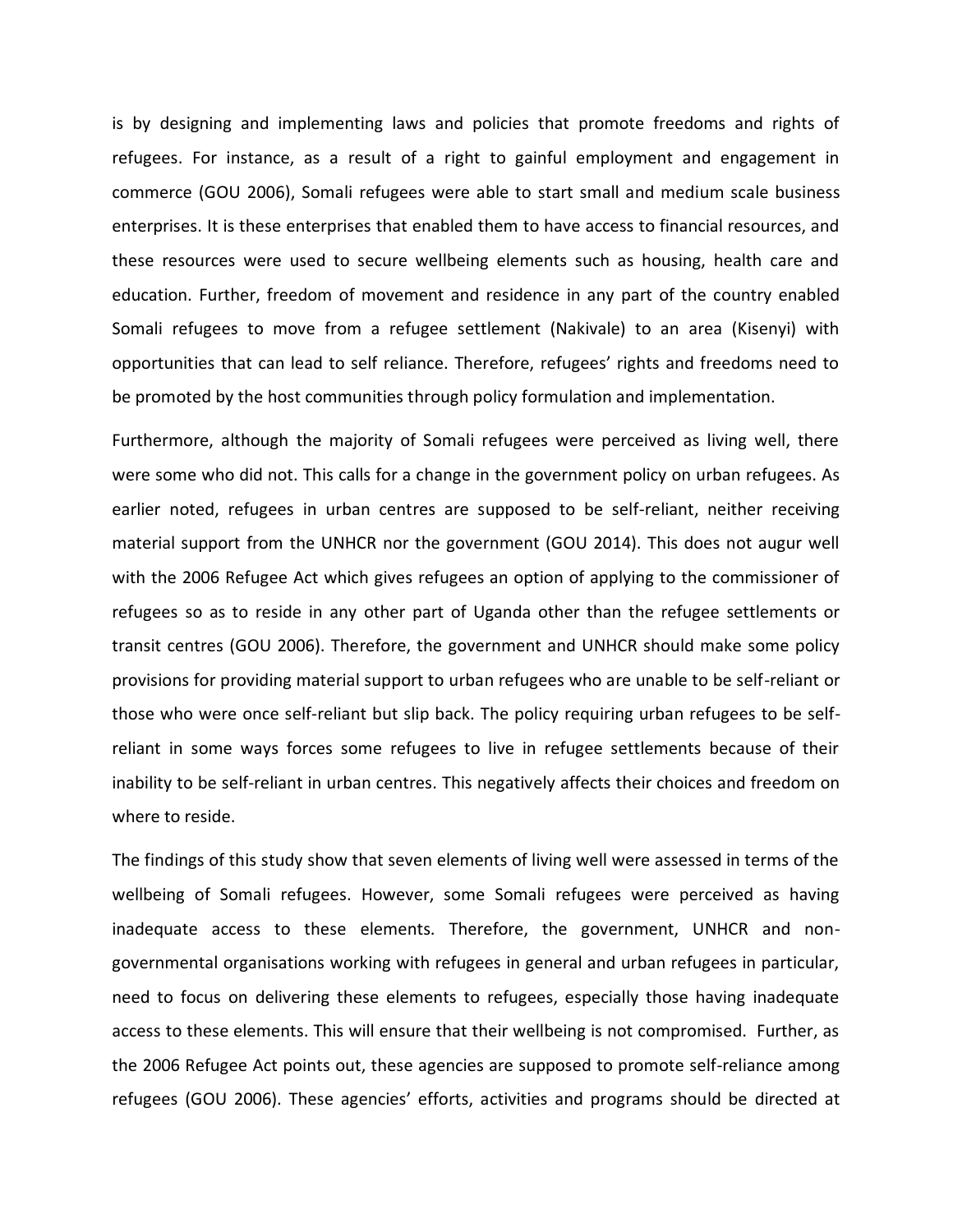is by designing and implementing laws and policies that promote freedoms and rights of refugees. For instance, as a result of a right to gainful employment and engagement in commerce (GOU 2006), Somali refugees were able to start small and medium scale business enterprises. It is these enterprises that enabled them to have access to financial resources, and these resources were used to secure wellbeing elements such as housing, health care and education. Further, freedom of movement and residence in any part of the country enabled Somali refugees to move from a refugee settlement (Nakivale) to an area (Kisenyi) with opportunities that can lead to self reliance. Therefore, refugees' rights and freedoms need to be promoted by the host communities through policy formulation and implementation.

Furthermore, although the majority of Somali refugees were perceived as living well, there were some who did not. This calls for a change in the government policy on urban refugees. As earlier noted, refugees in urban centres are supposed to be self-reliant, neither receiving material support from the UNHCR nor the government (GOU 2014). This does not augur well with the 2006 Refugee Act which gives refugees an option of applying to the commissioner of refugees so as to reside in any other part of Uganda other than the refugee settlements or transit centres (GOU 2006). Therefore, the government and UNHCR should make some policy provisions for providing material support to urban refugees who are unable to be self-reliant or those who were once self-reliant but slip back. The policy requiring urban refugees to be self-reliant in some ways forces some refugees to live in refugee settlements because of their inability to be self-reliant in urban centres. This negatively affects their choices and freedom on where to reside.

The findings of this study show that seven elements of living well were assessed in terms of the wellbeing of Somali refugees. However, some Somali refugees were perceived as having inadequate access to these elements. Therefore, the government, UNHCR and non-governmental organisations working with refugees in general and urban refugees in particular, need to focus on delivering these elements to refugees, especially those having inadequate access to these elements. This will ensure that their wellbeing is not compromised. Further, as the 2006 Refugee Act points out, these agencies are supposed to promote self-reliance among refugees (GOU 2006). These agencies' efforts, activities and programs should be directed at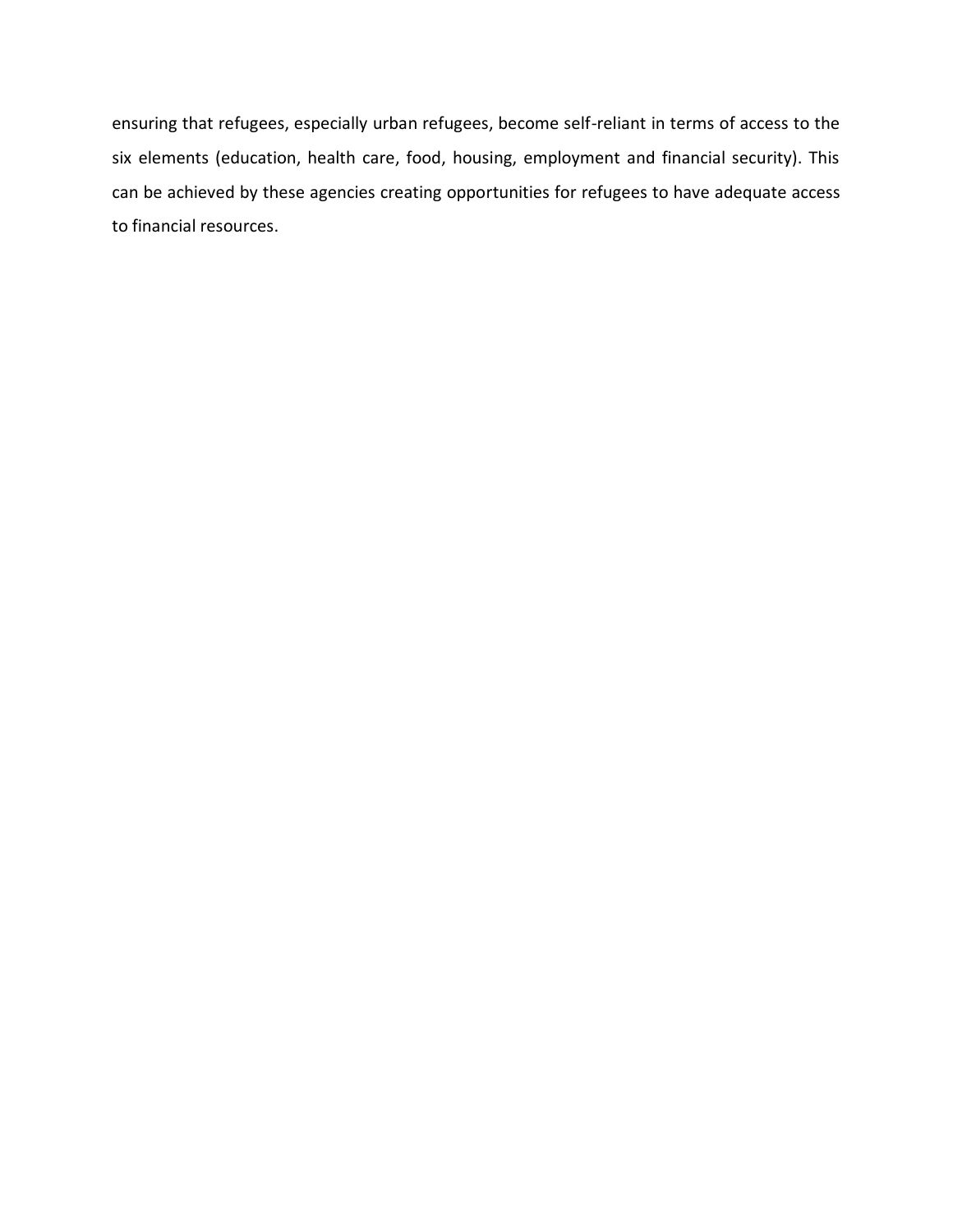ensuring that refugees, especially urban refugees, become self-reliant in terms of access to the six elements (education, health care, food, housing, employment and financial security). This can be achieved by these agencies creating opportunities for refugees to have adequate access to financial resources.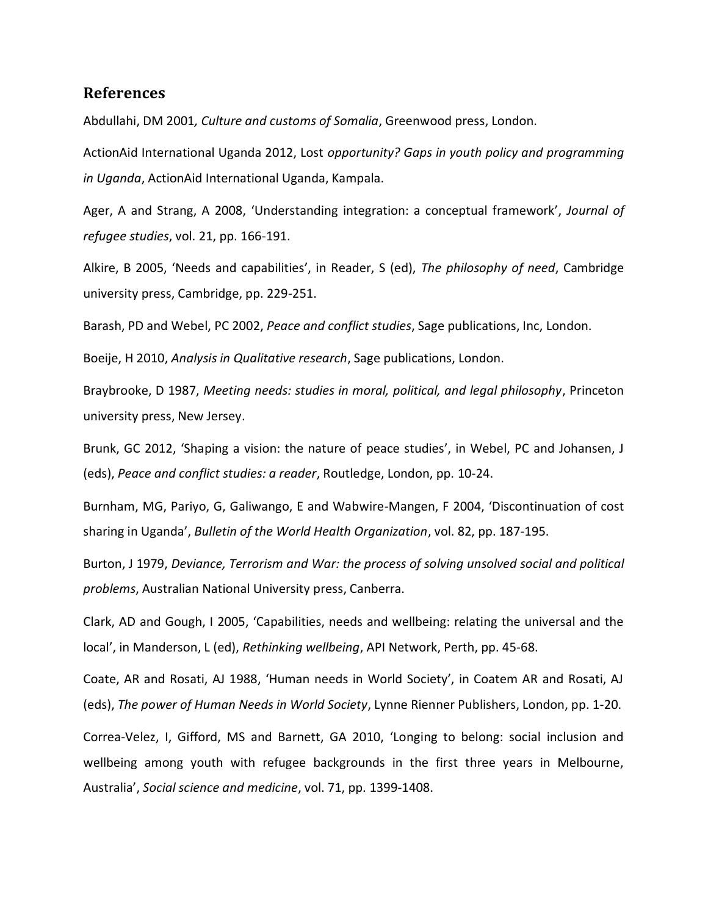## References

Abdullahi, DM 2001*, Culture and customs of Somalia*, Greenwood press, London.

ActionAid International Uganda 2012, Lost *opportunity? Gaps in youth policy and programming in Uganda*, ActionAid International Uganda, Kampala.

Ager, A and Strang, A 2008, 'Understanding integration: a conceptual framework', *Journal of refugee studies*, vol. 21, pp. 166-191.

Alkire, B 2005, 'Needs and capabilities', in Reader, S (ed), *The philosophy of need*, Cambridge university press, Cambridge, pp. 229-251.

Barash, PD and Webel, PC 2002, *Peace and conflict studies*, Sage publications, Inc, London.

Boeije, H 2010, *Analysis in Qualitative research*, Sage publications, London.

Braybrooke, D 1987, *Meeting needs: studies in moral, political, and legal philosophy*, Princeton university press, New Jersey.

Brunk, GC 2012, 'Shaping a vision: the nature of peace studies', in Webel, PC and Johansen, J (eds), *Peace and conflict studies: a reader*, Routledge, London, pp. 10-24.

Burnham, MG, Pariyo, G, Galiwango, E and Wabwire-Mangen, F 2004, 'Discontinuation of cost sharing in Uganda', *Bulletin of the World Health Organization*, vol. 82, pp. 187-195.

Burton, J 1979, *Deviance, Terrorism and War: the process of solving unsolved social and political problems*, Australian National University press, Canberra.

Clark, AD and Gough, I 2005, 'Capabilities, needs and wellbeing: relating the universal and the local', in Manderson, L (ed), *Rethinking wellbeing*, API Network, Perth, pp. 45-68.

Coate, AR and Rosati, AJ 1988, 'Human needs in World Society', in Coatem AR and Rosati, AJ (eds), *The power of Human Needs in World Society*, Lynne Rienner Publishers, London, pp. 1-20.

Correa-Velez, I, Gifford, MS and Barnett, GA 2010, 'Longing to belong: social inclusion and wellbeing among youth with refugee backgrounds in the first three years in Melbourne, Australia', *Social science and medicine*, vol. 71, pp. 1399-1408.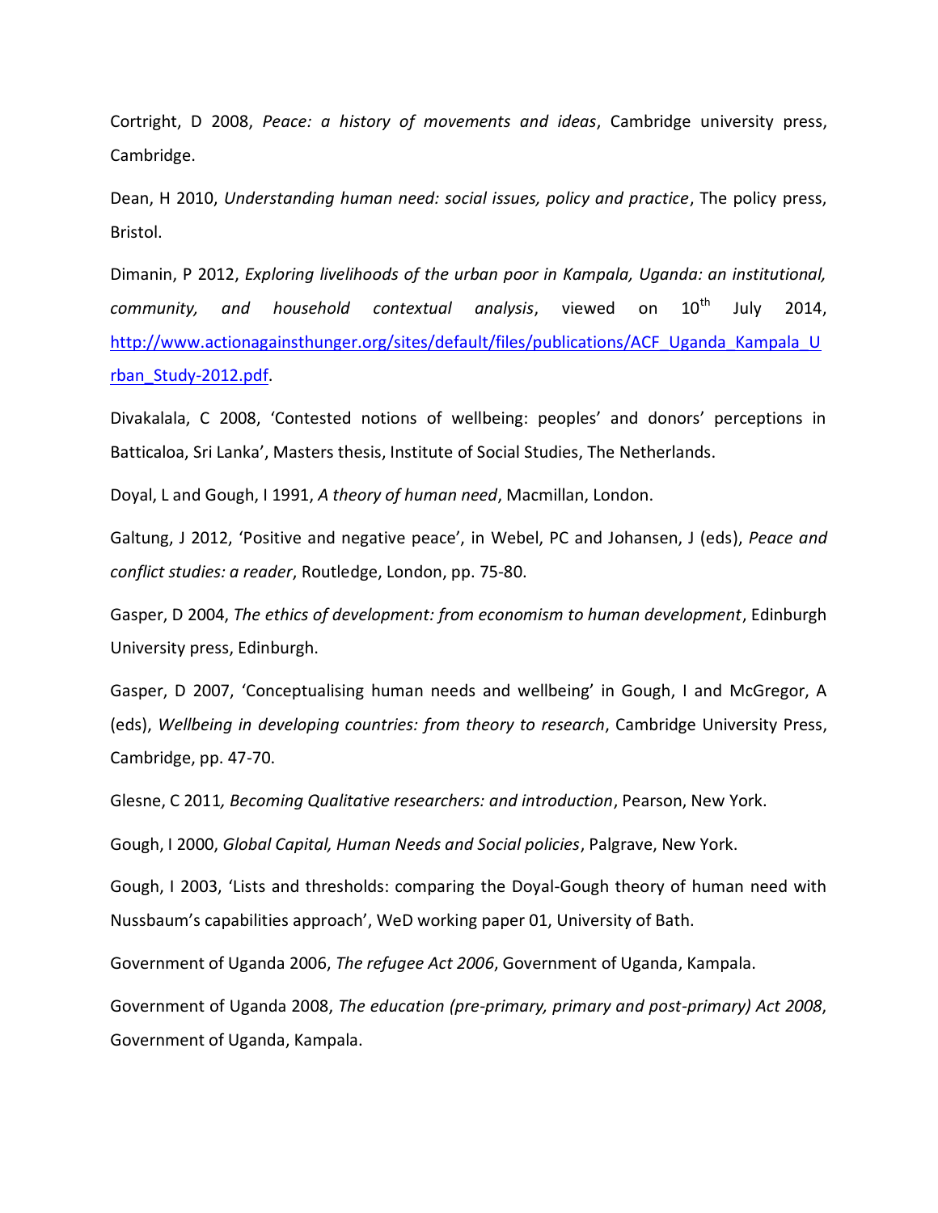Cortright, D 2008, *Peace: a history of movements and ideas*, Cambridge university press, Cambridge.

Dean, H 2010, *Understanding human need: social issues, policy and practice*, The policy press, Bristol.

Dimanin, P 2012, *Exploring livelihoods of the urban poor in Kampala, Uganda: an institutional, community, and household contextual analysis*, viewed on 10th July 2014, http://www.actionagainsthunger.org/sites/default/files/publications/ACF_Uganda_Kampala_Urban_Study-2012.pdf.

Divakalala, C 2008, 'Contested notions of wellbeing: peoples' and donors' perceptions in Batticaloa, Sri Lanka', Masters thesis, Institute of Social Studies, The Netherlands.

Doyal, L and Gough, I 1991, *A theory of human need*, Macmillan, London.

Galtung, J 2012, 'Positive and negative peace', in Webel, PC and Johansen, J (eds), *Peace and conflict studies: a reader*, Routledge, London, pp. 75-80.

Gasper, D 2004, *The ethics of development: from economism to human development*, Edinburgh University press, Edinburgh.

Gasper, D 2007, 'Conceptualising human needs and wellbeing' in Gough, I and McGregor, A (eds), *Wellbeing in developing countries: from theory to research*, Cambridge University Press, Cambridge, pp. 47-70.

Glesne, C 2011*, Becoming Qualitative researchers: and introduction*, Pearson, New York.

Gough, I 2000, *Global Capital, Human Needs and Social policies*, Palgrave, New York.

Gough, I 2003, 'Lists and thresholds: comparing the Doyal-Gough theory of human need with Nussbaum's capabilities approach', WeD working paper 01, University of Bath.

Government of Uganda 2006, *The refugee Act 2006*, Government of Uganda, Kampala.

Government of Uganda 2008, *The education (pre-primary, primary and post-primary) Act 2008*, Government of Uganda, Kampala.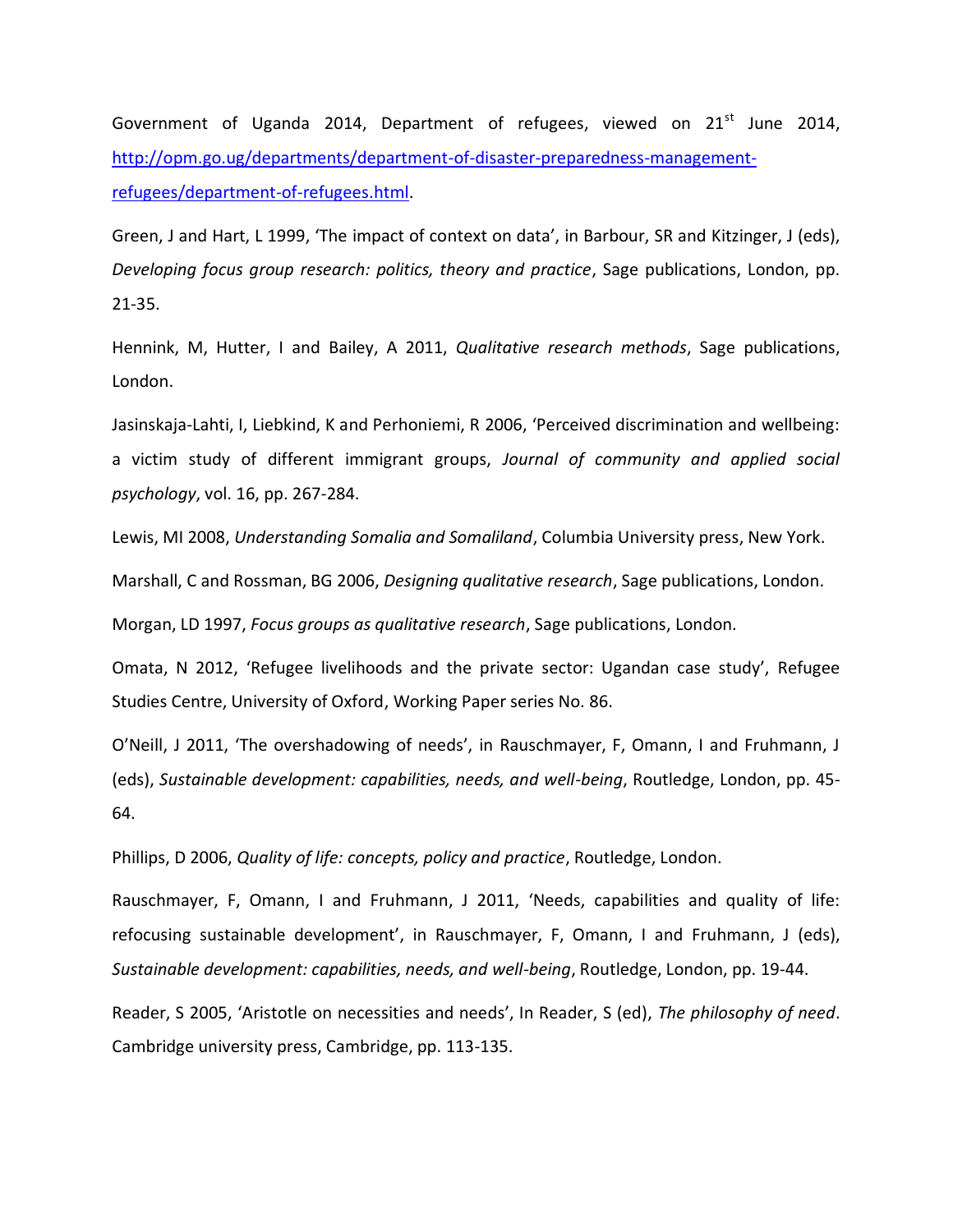Government of Uganda 2014, Department of refugees, viewed on 21st June 2014, http://opm.go.ug/departments/department-of-disaster-preparedness-management-refugees/department-of-refugees.html.

Green, J and Hart, L 1999, 'The impact of context on data', in Barbour, SR and Kitzinger, J (eds), *Developing focus group research: politics, theory and practice*, Sage publications, London, pp. 21-35.

Hennink, M, Hutter, I and Bailey, A 2011, *Qualitative research methods*, Sage publications, London.

Jasinskaja-Lahti, I, Liebkind, K and Perhoniemi, R 2006, 'Perceived discrimination and wellbeing: a victim study of different immigrant groups, *Journal of community and applied social psychology*, vol. 16, pp. 267-284.

Lewis, MI 2008, *Understanding Somalia and Somaliland*, Columbia University press, New York.

Marshall, C and Rossman, BG 2006, *Designing qualitative research*, Sage publications, London.

Morgan, LD 1997, *Focus groups as qualitative research*, Sage publications, London.

Omata, N 2012, 'Refugee livelihoods and the private sector: Ugandan case study', Refugee Studies Centre, University of Oxford, Working Paper series No. 86.

O'Neill, J 2011, 'The overshadowing of needs', in Rauschmayer, F, Omann, I and Fruhmann, J (eds), *Sustainable development: capabilities, needs, and well-being*, Routledge, London, pp. 45-64.

Phillips, D 2006, *Quality of life: concepts, policy and practice*, Routledge, London.

Rauschmayer, F, Omann, I and Fruhmann, J 2011, 'Needs, capabilities and quality of life: refocusing sustainable development', in Rauschmayer, F, Omann, I and Fruhmann, J (eds), *Sustainable development: capabilities, needs, and well-being*, Routledge, London, pp. 19-44.

Reader, S 2005, 'Aristotle on necessities and needs', In Reader, S (ed), *The philosophy of need*. Cambridge university press, Cambridge, pp. 113-135.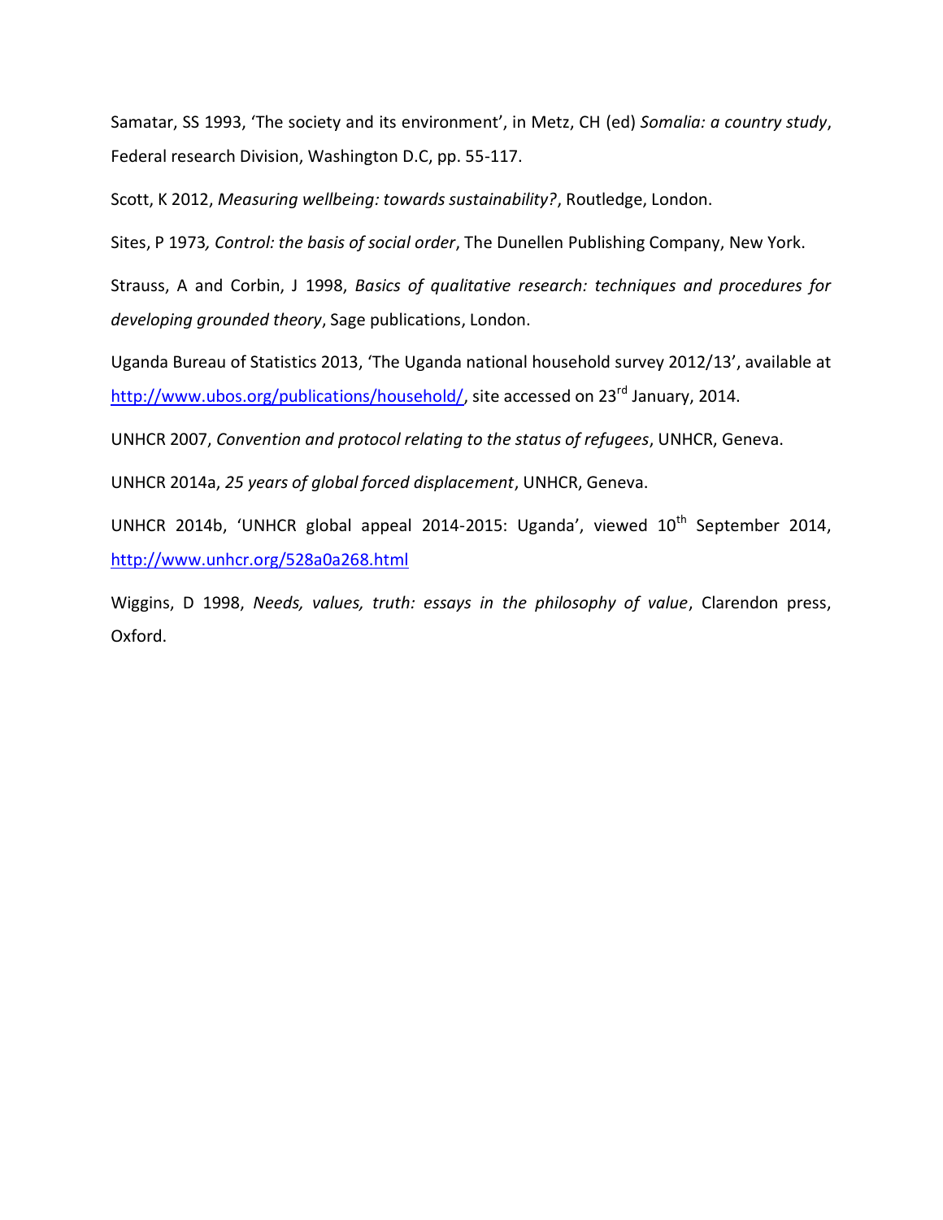Samatar, SS 1993, 'The society and its environment', in Metz, CH (ed) *Somalia: a country study*, Federal research Division, Washington D.C, pp. 55-117.

Scott, K 2012, *Measuring wellbeing: towards sustainability?*, Routledge, London.

Sites, P 1973*, Control: the basis of social order*, The Dunellen Publishing Company, New York.

Strauss, A and Corbin, J 1998, *Basics of qualitative research: techniques and procedures for developing grounded theory*, Sage publications, London.

Uganda Bureau of Statistics 2013, 'The Uganda national household survey 2012/13', available at http://www.ubos.org/publications/household/, site accessed on 23rd January, 2014.

UNHCR 2007, *Convention and protocol relating to the status of refugees*, UNHCR, Geneva.

UNHCR 2014a, *25 years of global forced displacement*, UNHCR, Geneva.

UNHCR 2014b, 'UNHCR global appeal 2014-2015: Uganda', viewed 10th September 2014, http://www.unhcr.org/528a0a268.html

Wiggins, D 1998, *Needs, values, truth: essays in the philosophy of value*, Clarendon press, Oxford.